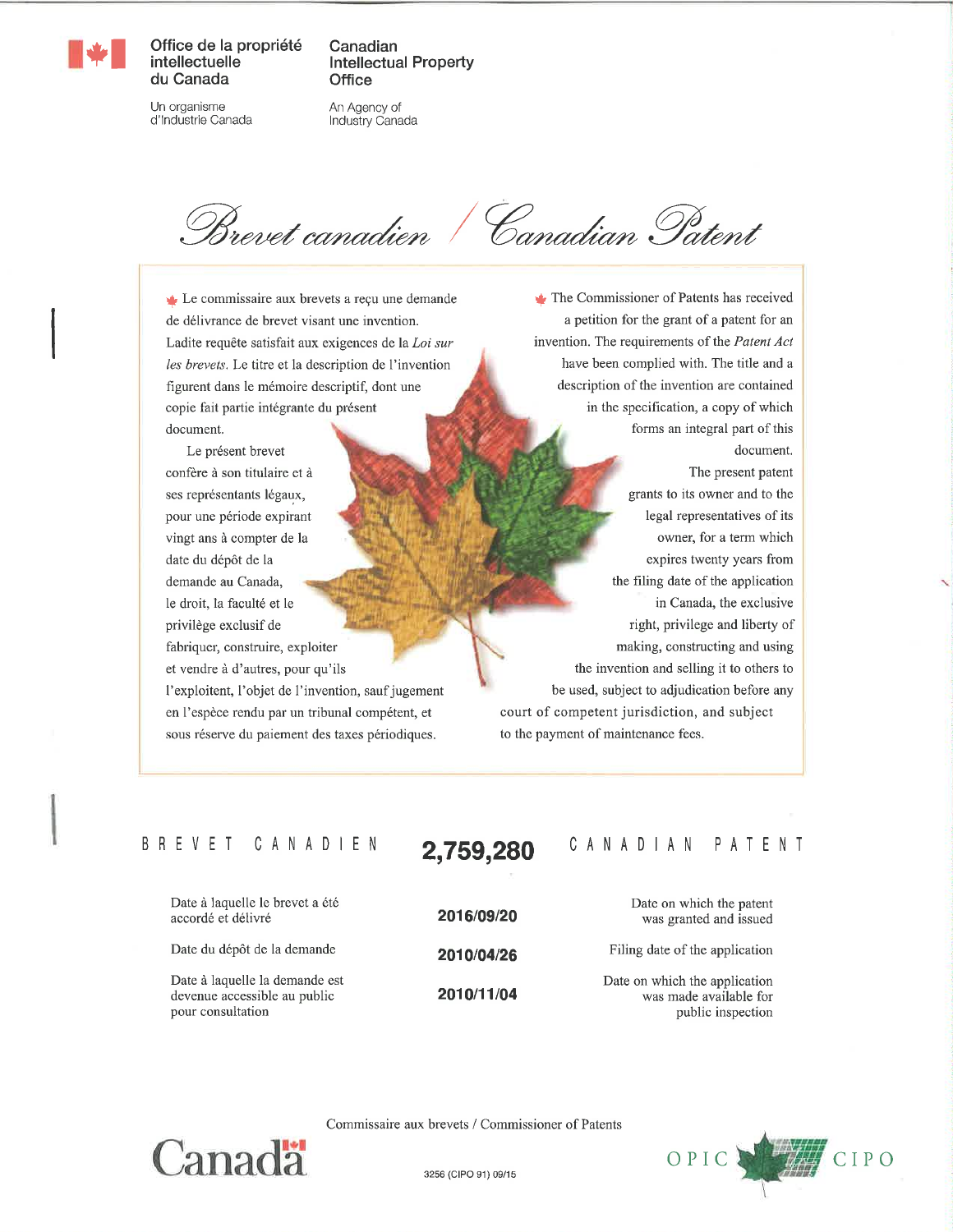Office de la propriété intellectuelle du Canada

Un organisme d'Industrie Canada

Canadian Intellectual Property Office

An Agency of Industry Canada

# Brevet canadien / Canadian Patent

Le commissaire aux brevets a reçu une demande de délivrance de brevet visant une invention. Ladite requête satisfait aux exigences de la *Loi sur les brevets*. Le titre et la description de l'invention figurent dans le mémoire descriptif, dont une copie fait partie intégrante du présent document.

Le présent brevet confère à son titulaire et à ses représentants légaux, pour une période expirant vingt ans à compter de la date du dépôt de la demande au Canada, le droit, la faculté et le privilège exclusif de fabriquer, construire, exploiter et vendre à d'autres, pour qu'ils l'exploitent, l'objet de l'invention, sauf jugement en l'espèce rendu par un tribunal compétent, et sous réserve du paiement des taxes périodiques.

The Commissioner of Patents has received a petition for the grant of a patent for an invention. The requirements of the *Patent Act* have been complied with. The title and a description of the invention are contained in the specification, a copy of which forms an integral part of this document.

The present patent grants to its owner and to the legal representatives of its owner, for a term which expires twenty years from the filing date of the application in Canada, the exclusive right, privilege and liberty of making, constructing and using the invention and selling it to others to be used, subject to adjudication before any court of competent jurisdiction, and subject to the payment of maintenance fees.

## BREVET CANADIEN 2,759,280 CANADIAN PATENT

| | | |
|---|---|---|
| Date à laquelle le brevet a été accordé et délivré | 2016/09/20 | Date on which the patent was granted and issued |
| Date du dépôt de la demande | 2010/04/26 | Filing date of the application |
| Date à laquelle la demande est devenue accessible au public pour consultation | 2010/11/04 | Date on which the application was made available for public inspection |

Commissaire aux brevets / Commissioner of Patents

Canada

3256 (CIPO 91) 09/15

OPIC CIPO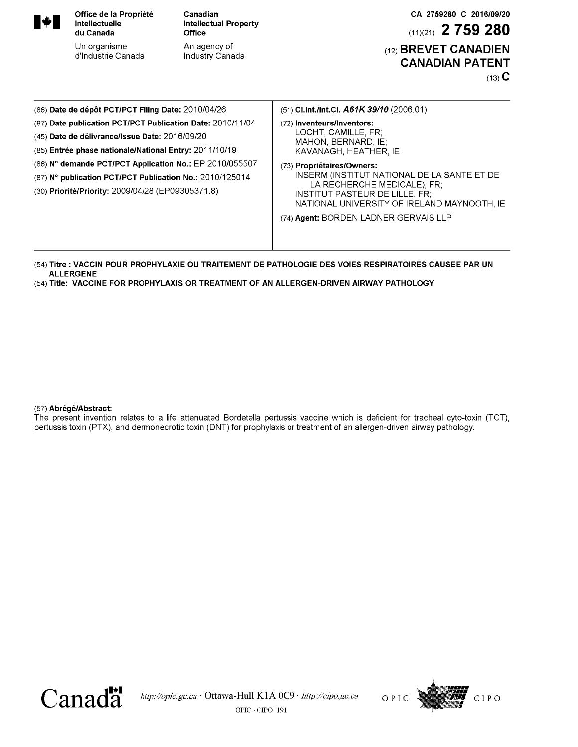Office de la Propriété Intellectuelle du Canada

Un organisme d'Industrie Canada

Canadian Intellectual Property Office

An agency of Industry Canada

CA 2759280 C 2016/09/20

(11)(21) **2 759 280**

(12) **BREVET CANADIEN**
**CANADIAN PATENT**

(13) **C**

(86) **Date de dépôt PCT/PCT Filing Date:** 2010/04/26
(87) **Date publication PCT/PCT Publication Date:** 2010/11/04
(45) **Date de délivrance/Issue Date:** 2016/09/20
(85) **Entrée phase nationale/National Entry:** 2011/10/19
(86) **N° demande PCT/PCT Application No.:** EP 2010/055507
(87) **N° publication PCT/PCT Publication No.:** 2010/125014
(30) **Priorité/Priority:** 2009/04/28 (EP09305371.8)

(51) **Cl.Int./Int.Cl.** ***A61K 39/10*** (2006.01)

(72) **Inventeurs/Inventors:**
LOCHT, CAMILLE, FR;
MAHON, BERNARD, IE;
KAVANAGH, HEATHER, IE

(73) **Propriétaires/Owners:**
INSERM (INSTITUT NATIONAL DE LA SANTE ET DE LA RECHERCHE MEDICALE), FR;
INSTITUT PASTEUR DE LILLE, FR;
NATIONAL UNIVERSITY OF IRELAND MAYNOOTH, IE

(74) **Agent:** BORDEN LADNER GERVAIS LLP

(54) **Titre : VACCIN POUR PROPHYLAXIE OU TRAITEMENT DE PATHOLOGIE DES VOIES RESPIRATOIRES CAUSEE PAR UN ALLERGENE**

(54) **Title: VACCINE FOR PROPHYLAXIS OR TREATMENT OF AN ALLERGEN-DRIVEN AIRWAY PATHOLOGY**

(57) **Abrégé/Abstract:**

The present invention relates to a life attenuated Bordetella pertussis vaccine which is deficient for tracheal cyto-toxin (TCT), pertussis toxin (PTX), and dermonecrotic toxin (DNT) for prophylaxis or treatment of an allergen-driven airway pathology.

Canada · http://opic.gc.ca · Ottawa-Hull K1A 0C9 · http://cipo.gc.ca · OPIC · CIPO 191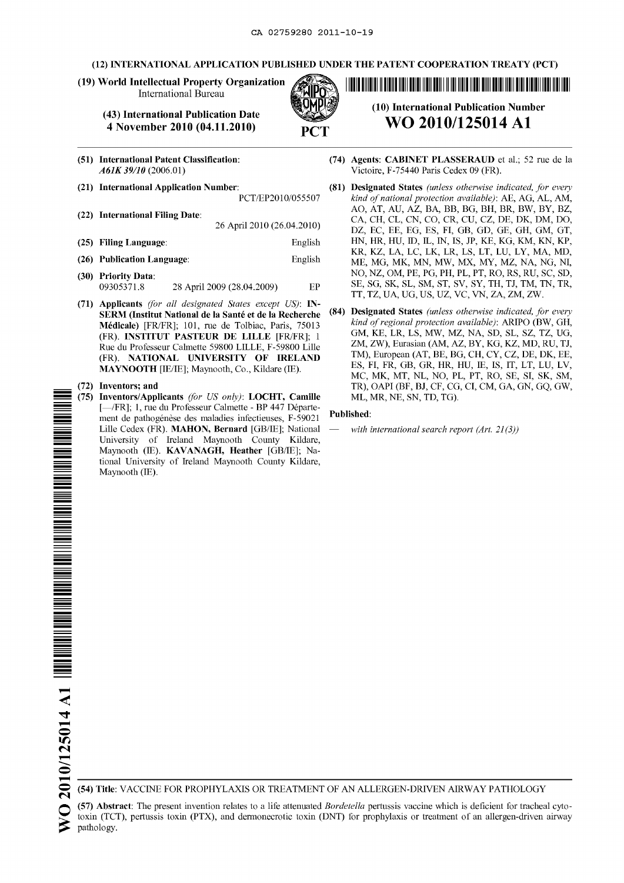(12) INTERNATIONAL APPLICATION PUBLISHED UNDER THE PATENT COOPERATION TREATY (PCT)

(19) World Intellectual Property Organization
International Bureau

(43) International Publication Date
4 November 2010 (04.11.2010)

PCT

(10) International Publication Number
**WO 2010/125014 A1**

(51) International Patent Classification:
*A61K 39/10* (2006.01)

(21) International Application Number:
PCT/EP2010/055507

(22) International Filing Date:
26 April 2010 (26.04.2010)

(25) Filing Language: English

(26) Publication Language: English

(30) Priority Data:
09305371.8 28 April 2009 (28.04.2009) EP

(71) Applicants *(for all designated States except US)*: **INSERM (Institut National de la Santé et de la Recherche Médicale)** [FR/FR]; 101, rue de Tolbiac, Paris, 75013 (FR). **INSTITUT PASTEUR DE LILLE** [FR/FR]; 1 Rue du Professeur Calmette 59800 LILLE, F-59800 Lille (FR). **NATIONAL UNIVERSITY OF IRELAND MAYNOOTH** [IE/IE]; Maynooth, Co., Kildare (IE).

(72) Inventors; and

(75) Inventors/Applicants *(for US only)*: **LOCHT, Camille** [—/FR]; 1, rue du Professeur Calmette - BP 447 Département de pathogénèse des maladies infectieuses, F-59021 Lille Cedex (FR). **MAHON, Bernard** [GB/IE]; National University of Ireland Maynooth County Kildare, Maynooth (IE). **KAVANAGH, Heather** [GB/IE]; National University of Ireland Maynooth County Kildare, Maynooth (IE).

(74) Agents: **CABINET PLASSERAUD** et al.; 52 rue de la Victoire, F-75440 Paris Cedex 09 (FR).

(81) Designated States *(unless otherwise indicated, for every kind of national protection available)*: AE, AG, AL, AM, AO, AT, AU, AZ, BA, BB, BG, BH, BR, BW, BY, BZ, CA, CH, CL, CN, CO, CR, CU, CZ, DE, DK, DM, DO, DZ, EC, EE, EG, ES, FI, GB, GD, GE, GH, GM, GT, HN, HR, HU, ID, IL, IN, IS, JP, KE, KG, KM, KN, KP, KR, KZ, LA, LC, LK, LR, LS, LT, LU, LY, MA, MD, ME, MG, MK, MN, MW, MX, MY, MZ, NA, NG, NI, NO, NZ, OM, PE, PG, PH, PL, PT, RO, RS, RU, SC, SD, SE, SG, SK, SL, SM, ST, SV, SY, TH, TJ, TM, TN, TR, TT, TZ, UA, UG, US, UZ, VC, VN, ZA, ZM, ZW.

(84) Designated States *(unless otherwise indicated, for every kind of regional protection available)*: ARIPO (BW, GH, GM, KE, LR, LS, MW, MZ, NA, SD, SL, SZ, TZ, UG, ZM, ZW), Eurasian (AM, AZ, BY, KG, KZ, MD, RU, TJ, TM), European (AT, BE, BG, CH, CY, CZ, DE, DK, EE, ES, FI, FR, GB, GR, HR, HU, IE, IS, IT, LT, LU, LV, MC, MK, MT, NL, NO, PL, PT, RO, SE, SI, SK, SM, TR), OAPI (BF, BJ, CF, CG, CI, CM, GA, GN, GQ, GW, ML, MR, NE, SN, TD, TG).

**Published**:

— *with international search report (Art. 21(3))*

(54) Title: VACCINE FOR PROPHYLAXIS OR TREATMENT OF AN ALLERGEN-DRIVEN AIRWAY PATHOLOGY

(57) Abstract: The present invention relates to a life attenuated *Bordetella* pertussis vaccine which is deficient for tracheal cytotoxin (TCT), pertussis toxin (PTX), and dermonecrotic toxin (DNT) for prophylaxis or treatment of an allergen-driven airway pathology.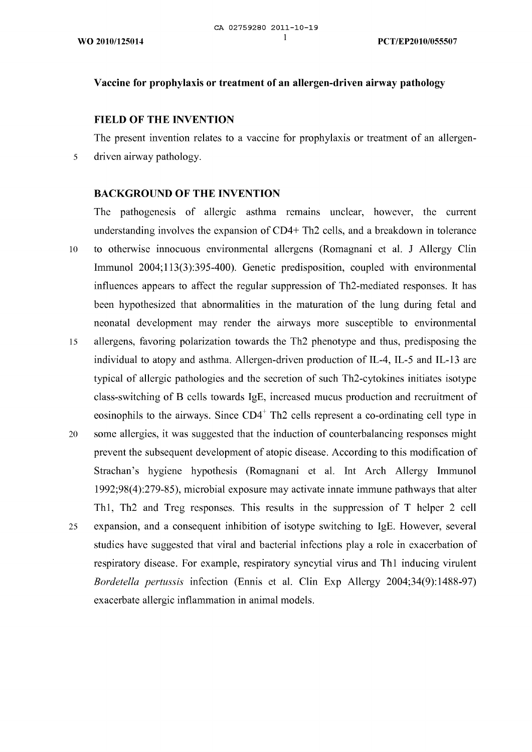# Vaccine for prophylaxis or treatment of an allergen-driven airway pathology

## FIELD OF THE INVENTION

The present invention relates to a vaccine for prophylaxis or treatment of an allergen-driven airway pathology.

## BACKGROUND OF THE INVENTION

The pathogenesis of allergic asthma remains unclear, however, the current understanding involves the expansion of CD4+ Th2 cells, and a breakdown in tolerance to otherwise innocuous environmental allergens (Romagnani et al. J Allergy Clin Immunol 2004;113(3):395-400). Genetic predisposition, coupled with environmental influences appears to affect the regular suppression of Th2-mediated responses. It has been hypothesized that abnormalities in the maturation of the lung during fetal and neonatal development may render the airways more susceptible to environmental allergens, favoring polarization towards the Th2 phenotype and thus, predisposing the individual to atopy and asthma. Allergen-driven production of IL-4, IL-5 and IL-13 are typical of allergic pathologies and the secretion of such Th2-cytokines initiates isotype class-switching of B cells towards IgE, increased mucus production and recruitment of eosinophils to the airways. Since $CD4^{+}$ Th2 cells represent a co-ordinating cell type in some allergies, it was suggested that the induction of counterbalancing responses might prevent the subsequent development of atopic disease. According to this modification of Strachan's hygiene hypothesis (Romagnani et al. Int Arch Allergy Immunol 1992;98(4):279-85), microbial exposure may activate innate immune pathways that alter Th1, Th2 and Treg responses. This results in the suppression of T helper 2 cell expansion, and a consequent inhibition of isotype switching to IgE. However, several studies have suggested that viral and bacterial infections play a role in exacerbation of respiratory disease. For example, respiratory syncytial virus and Th1 inducing virulent *Bordetella pertussis* infection (Ennis et al. Clin Exp Allergy 2004;34(9):1488-97) exacerbate allergic inflammation in animal models.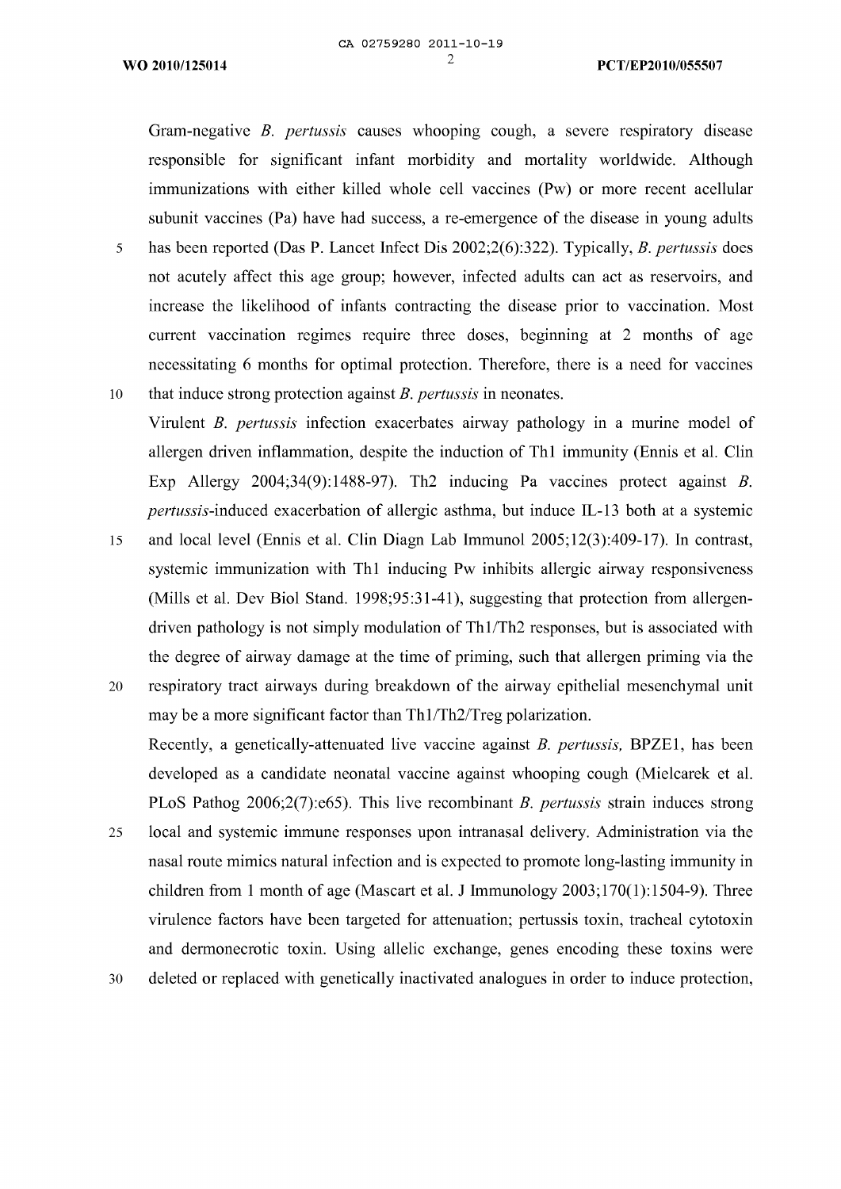Gram-negative *B. pertussis* causes whooping cough, a severe respiratory disease responsible for significant infant morbidity and mortality worldwide. Although immunizations with either killed whole cell vaccines (Pw) or more recent acellular subunit vaccines (Pa) have had success, a re-emergence of the disease in young adults has been reported (Das P. Lancet Infect Dis 2002;2(6):322). Typically, *B. pertussis* does not acutely affect this age group; however, infected adults can act as reservoirs, and increase the likelihood of infants contracting the disease prior to vaccination. Most current vaccination regimes require three doses, beginning at 2 months of age necessitating 6 months for optimal protection. Therefore, there is a need for vaccines that induce strong protection against *B. pertussis* in neonates.

Virulent *B. pertussis* infection exacerbates airway pathology in a murine model of allergen driven inflammation, despite the induction of Th1 immunity (Ennis et al. Clin Exp Allergy 2004;34(9):1488-97). Th2 inducing Pa vaccines protect against *B. pertussis*-induced exacerbation of allergic asthma, but induce IL-13 both at a systemic and local level (Ennis et al. Clin Diagn Lab Immunol 2005;12(3):409-17). In contrast, systemic immunization with Th1 inducing Pw inhibits allergic airway responsiveness (Mills et al. Dev Biol Stand. 1998;95:31-41), suggesting that protection from allergen-driven pathology is not simply modulation of Th1/Th2 responses, but is associated with the degree of airway damage at the time of priming, such that allergen priming via the respiratory tract airways during breakdown of the airway epithelial mesenchymal unit may be a more significant factor than Th1/Th2/Treg polarization.

Recently, a genetically-attenuated live vaccine against *B. pertussis,* BPZE1, has been developed as a candidate neonatal vaccine against whooping cough (Mielcarek et al. PLoS Pathog 2006;2(7):e65). This live recombinant *B. pertussis* strain induces strong local and systemic immune responses upon intranasal delivery. Administration via the nasal route mimics natural infection and is expected to promote long-lasting immunity in children from 1 month of age (Mascart et al. J Immunology 2003;170(1):1504-9). Three virulence factors have been targeted for attenuation; pertussis toxin, tracheal cytotoxin and dermonecrotic toxin. Using allelic exchange, genes encoding these toxins were deleted or replaced with genetically inactivated analogues in order to induce protection,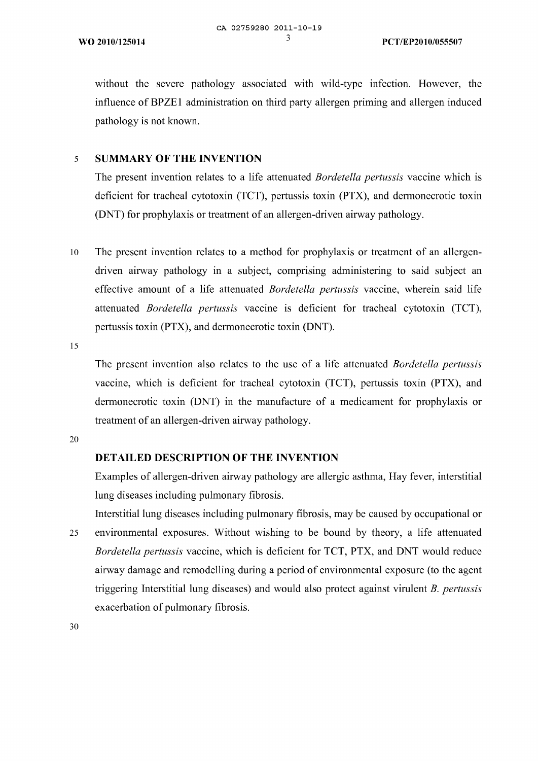without the severe pathology associated with wild-type infection. However, the influence of BPZE1 administration on third party allergen priming and allergen induced pathology is not known.

## SUMMARY OF THE INVENTION

The present invention relates to a life attenuated *Bordetella pertussis* vaccine which is deficient for tracheal cytotoxin (TCT), pertussis toxin (PTX), and dermonecrotic toxin (DNT) for prophylaxis or treatment of an allergen-driven airway pathology.

The present invention relates to a method for prophylaxis or treatment of an allergen-driven airway pathology in a subject, comprising administering to said subject an effective amount of a life attenuated *Bordetella pertussis* vaccine, wherein said life attenuated *Bordetella pertussis* vaccine is deficient for tracheal cytotoxin (TCT), pertussis toxin (PTX), and dermonecrotic toxin (DNT).

The present invention also relates to the use of a life attenuated *Bordetella pertussis* vaccine, which is deficient for tracheal cytotoxin (TCT), pertussis toxin (PTX), and dermonecrotic toxin (DNT) in the manufacture of a medicament for prophylaxis or treatment of an allergen-driven airway pathology.

## DETAILED DESCRIPTION OF THE INVENTION

Examples of allergen-driven airway pathology are allergic asthma, Hay fever, interstitial lung diseases including pulmonary fibrosis.

Interstitial lung diseases including pulmonary fibrosis, may be caused by occupational or environmental exposures. Without wishing to be bound by theory, a life attenuated *Bordetella pertussis* vaccine, which is deficient for TCT, PTX, and DNT would reduce airway damage and remodelling during a period of environmental exposure (to the agent triggering Interstitial lung diseases) and would also protect against virulent *B. pertussis* exacerbation of pulmonary fibrosis.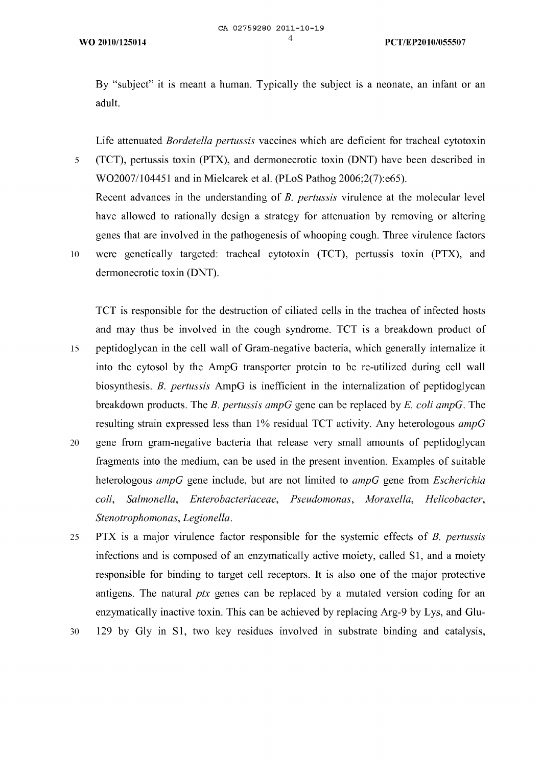By "subject" it is meant a human. Typically the subject is a neonate, an infant or an adult.

Life attenuated *Bordetella pertussis* vaccines which are deficient for tracheal cytotoxin (TCT), pertussis toxin (PTX), and dermonecrotic toxin (DNT) have been described in WO2007/104451 and in Mielcarek et al. (PLoS Pathog 2006;2(7):e65).

Recent advances in the understanding of *B. pertussis* virulence at the molecular level have allowed to rationally design a strategy for attenuation by removing or altering genes that are involved in the pathogenesis of whooping cough. Three virulence factors were genetically targeted: tracheal cytotoxin (TCT), pertussis toxin (PTX), and dermonecrotic toxin (DNT).

TCT is responsible for the destruction of ciliated cells in the trachea of infected hosts and may thus be involved in the cough syndrome. TCT is a breakdown product of peptidoglycan in the cell wall of Gram-negative bacteria, which generally internalize it into the cytosol by the AmpG transporter protein to be re-utilized during cell wall biosynthesis. *B. pertussis* AmpG is inefficient in the internalization of peptidoglycan breakdown products. The *B. pertussis ampG* gene can be replaced by *E. coli ampG*. The resulting strain expressed less than 1% residual TCT activity. Any heterologous *ampG* gene from gram-negative bacteria that release very small amounts of peptidoglycan fragments into the medium, can be used in the present invention. Examples of suitable heterologous *ampG* gene include, but are not limited to *ampG* gene from *Escherichia coli*, *Salmonella*, *Enterobacteriaceae*, *Pseudomonas*, *Moraxella*, *Helicobacter*, *Stenotrophomonas*, *Legionella*.

PTX is a major virulence factor responsible for the systemic effects of *B. pertussis* infections and is composed of an enzymatically active moiety, called S1, and a moiety responsible for binding to target cell receptors. It is also one of the major protective antigens. The natural *ptx* genes can be replaced by a mutated version coding for an enzymatically inactive toxin. This can be achieved by replacing Arg-9 by Lys, and Glu-129 by Gly in S1, two key residues involved in substrate binding and catalysis,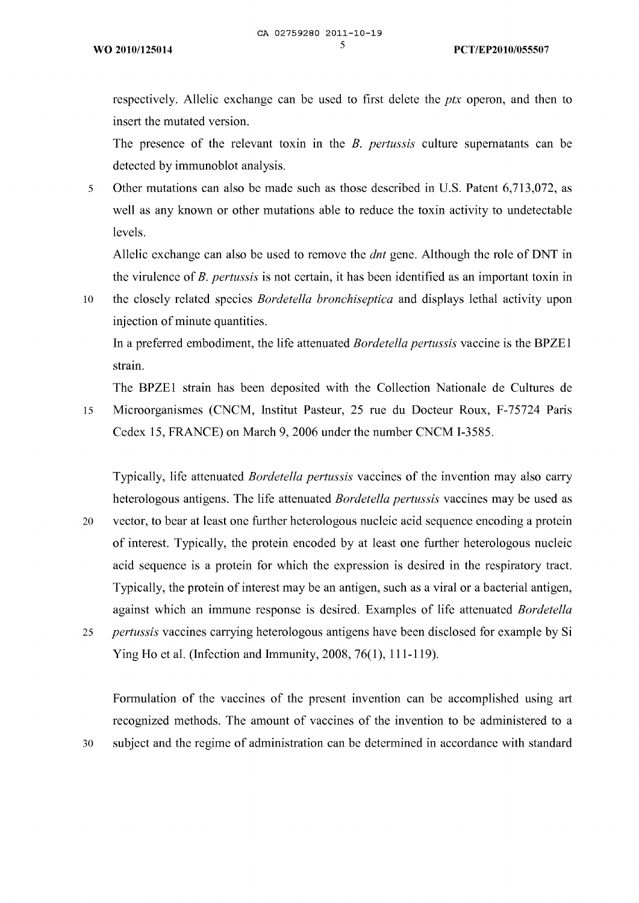respectively. Allelic exchange can be used to first delete the *ptx* operon, and then to insert the mutated version.

The presence of the relevant toxin in the *B. pertussis* culture supernatants can be detected by immunoblot analysis.

Other mutations can also be made such as those described in U.S. Patent 6,713,072, as well as any known or other mutations able to reduce the toxin activity to undetectable levels.

Allelic exchange can also be used to remove the *dnt* gene. Although the role of DNT in the virulence of *B. pertussis* is not certain, it has been identified as an important toxin in the closely related species *Bordetella bronchiseptica* and displays lethal activity upon injection of minute quantities.

In a preferred embodiment, the life attenuated *Bordetella pertussis* vaccine is the BPZE1 strain.

The BPZE1 strain has been deposited with the Collection Nationale de Cultures de Microorganismes (CNCM, Institut Pasteur, 25 rue du Docteur Roux, F-75724 Paris Cedex 15, FRANCE) on March 9, 2006 under the number CNCM I-3585.

Typically, life attenuated *Bordetella pertussis* vaccines of the invention may also carry heterologous antigens. The life attenuated *Bordetella pertussis* vaccines may be used as vector, to bear at least one further heterologous nucleic acid sequence encoding a protein of interest. Typically, the protein encoded by at least one further heterologous nucleic acid sequence is a protein for which the expression is desired in the respiratory tract. Typically, the protein of interest may be an antigen, such as a viral or a bacterial antigen, against which an immune response is desired. Examples of life attenuated *Bordetella pertussis* vaccines carrying heterologous antigens have been disclosed for example by Si Ying Ho et al. (Infection and Immunity, 2008, 76(1), 111-119).

Formulation of the vaccines of the present invention can be accomplished using art recognized methods. The amount of vaccines of the invention to be administered to a subject and the regime of administration can be determined in accordance with standard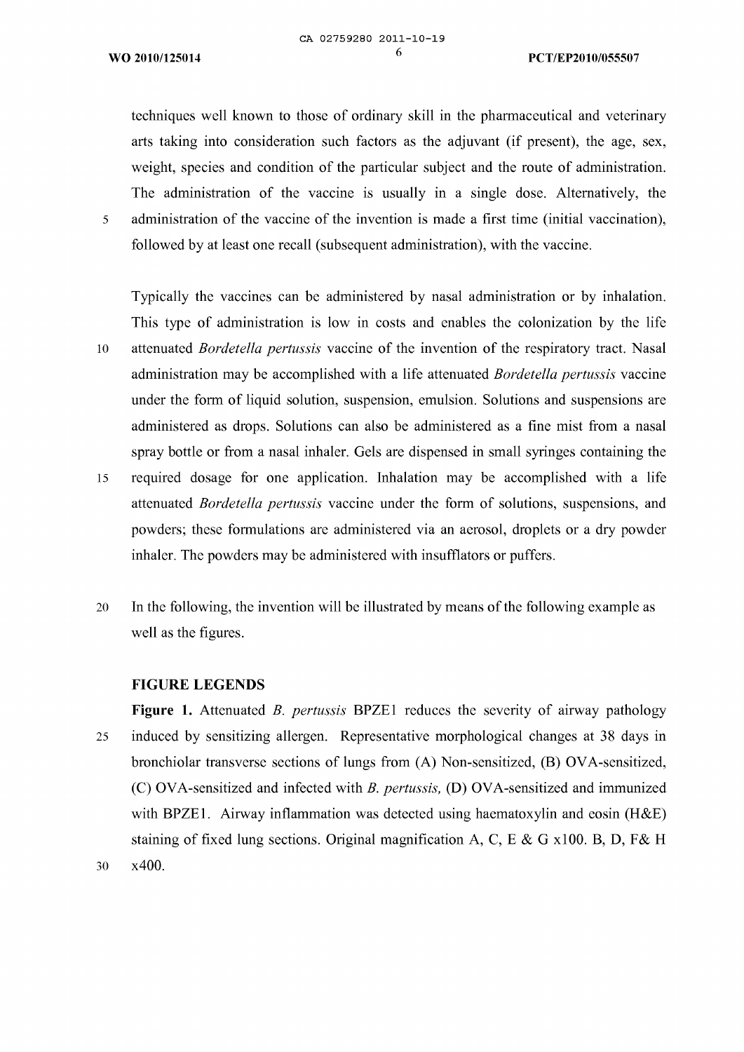techniques well known to those of ordinary skill in the pharmaceutical and veterinary arts taking into consideration such factors as the adjuvant (if present), the age, sex, weight, species and condition of the particular subject and the route of administration. The administration of the vaccine is usually in a single dose. Alternatively, the administration of the vaccine of the invention is made a first time (initial vaccination), followed by at least one recall (subsequent administration), with the vaccine.

Typically the vaccines can be administered by nasal administration or by inhalation. This type of administration is low in costs and enables the colonization by the life attenuated *Bordetella pertussis* vaccine of the invention of the respiratory tract. Nasal administration may be accomplished with a life attenuated *Bordetella pertussis* vaccine under the form of liquid solution, suspension, emulsion. Solutions and suspensions are administered as drops. Solutions can also be administered as a fine mist from a nasal spray bottle or from a nasal inhaler. Gels are dispensed in small syringes containing the required dosage for one application. Inhalation may be accomplished with a life attenuated *Bordetella pertussis* vaccine under the form of solutions, suspensions, and powders; these formulations are administered via an aerosol, droplets or a dry powder inhaler. The powders may be administered with insufflators or puffers.

In the following, the invention will be illustrated by means of the following example as well as the figures.

**FIGURE LEGENDS**

**Figure 1.** Attenuated *B. pertussis* BPZE1 reduces the severity of airway pathology induced by sensitizing allergen. Representative morphological changes at 38 days in bronchiolar transverse sections of lungs from (A) Non-sensitized, (B) OVA-sensitized, (C) OVA-sensitized and infected with *B. pertussis,* (D) OVA-sensitized and immunized with BPZE1. Airway inflammation was detected using haematoxylin and eosin (H&E) staining of fixed lung sections. Original magnification A, C, E & G x100. B, D, F& H x400.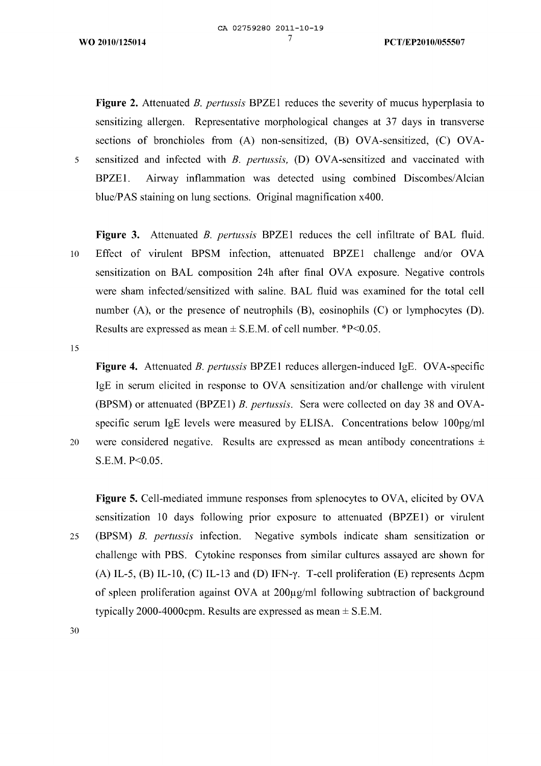**Figure 2.** Attenuated *B. pertussis* BPZE1 reduces the severity of mucus hyperplasia to sensitizing allergen. Representative morphological changes at 37 days in transverse sections of bronchioles from (A) non-sensitized, (B) OVA-sensitized, (C) OVA-sensitized and infected with *B. pertussis,* (D) OVA-sensitized and vaccinated with BPZE1. Airway inflammation was detected using combined Discombes/Alcian blue/PAS staining on lung sections. Original magnification x400.

**Figure 3.** Attenuated *B. pertussis* BPZE1 reduces the cell infiltrate of BAL fluid. Effect of virulent BPSM infection, attenuated BPZE1 challenge and/or OVA sensitization on BAL composition 24h after final OVA exposure. Negative controls were sham infected/sensitized with saline. BAL fluid was examined for the total cell number (A), or the presence of neutrophils (B), eosinophils (C) or lymphocytes (D). Results are expressed as mean ± S.E.M. of cell number. *$P<0.05$.

**Figure 4.** Attenuated *B. pertussis* BPZE1 reduces allergen-induced IgE. OVA-specific IgE in serum elicited in response to OVA sensitization and/or challenge with virulent (BPSM) or attenuated (BPZE1) *B. pertussis*. Sera were collected on day 38 and OVA-specific serum IgE levels were measured by ELISA. Concentrations below 100pg/ml were considered negative. Results are expressed as mean antibody concentrations ± S.E.M. $P<0.05$.

**Figure 5.** Cell-mediated immune responses from splenocytes to OVA, elicited by OVA sensitization 10 days following prior exposure to attenuated (BPZE1) or virulent (BPSM) *B. pertussis* infection. Negative symbols indicate sham sensitization or challenge with PBS. Cytokine responses from similar cultures assayed are shown for (A) IL-5, (B) IL-10, (C) IL-13 and (D) IFN-$\gamma$. T-cell proliferation (E) represents $\Delta$cpm of spleen proliferation against OVA at 200μg/ml following subtraction of background typically 2000-4000cpm. Results are expressed as mean ± S.E.M.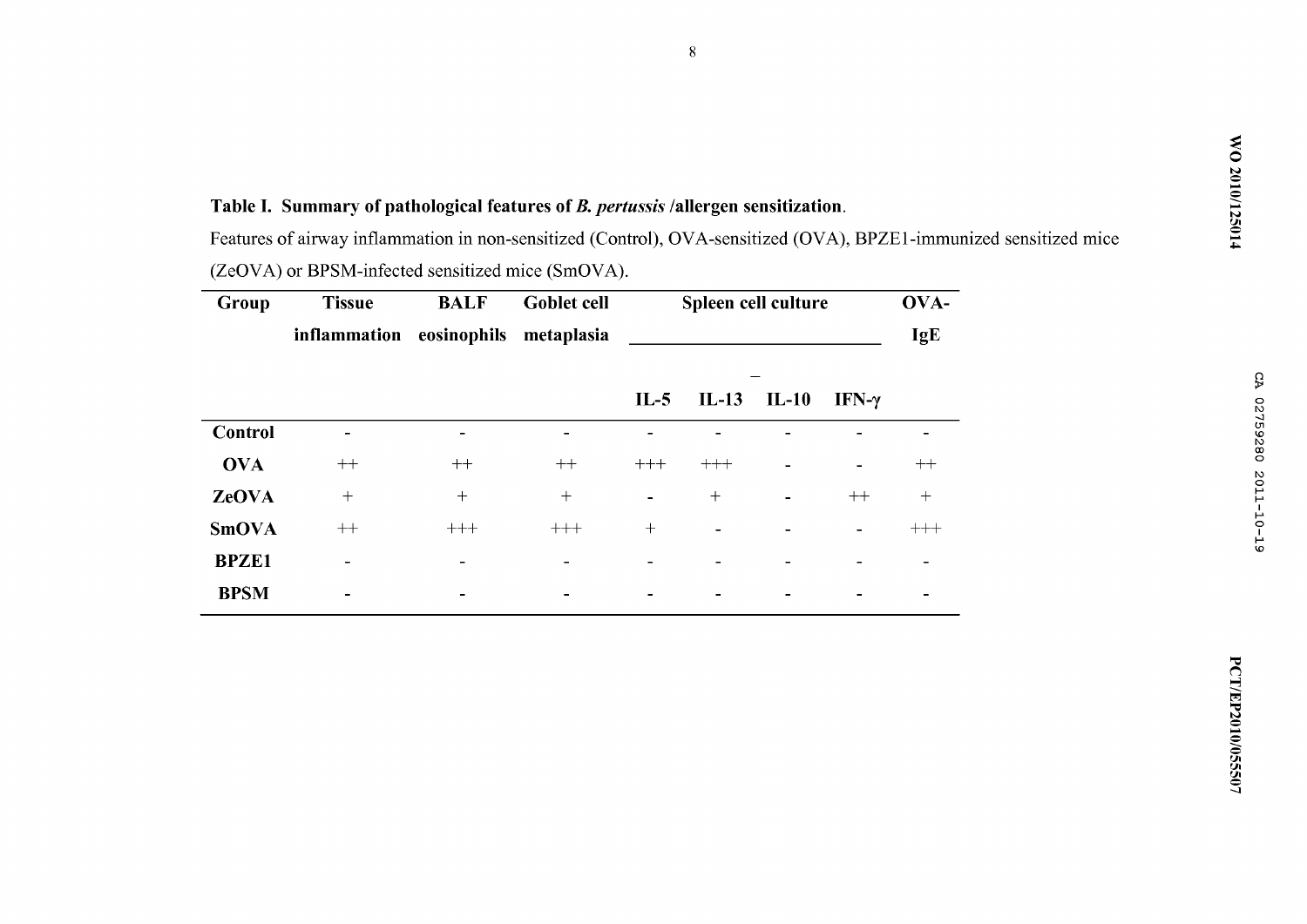**Table I. Summary of pathological features of *B. pertussis* /allergen sensitization.**

Features of airway inflammation in non-sensitized (Control), OVA-sensitized (OVA), BPZE1-immunized sensitized mice (ZeOVA) or BPSM-infected sensitized mice (SmOVA).

| Group | Tissue inflammation | BALF eosinophils | Goblet cell metaplasia | Spleen cell culture | | | | OVA-IgE |
|---|---|---|---|---|---|---|---|---|
| | | | | IL-5 | IL-13 | IL-10 | IFN-γ | |
| **Control** | - | - | - | - | - | - | - | - |
| **OVA** | ++ | ++ | ++ | +++ | +++ | - | - | ++ |
| **ZeOVA** | + | + | + | - | + | - | ++ | + |
| **SmOVA** | ++ | +++ | +++ | + | - | - | - | +++ |
| **BPZE1** | - | - | - | - | - | - | - | - |
| **BPSM** | - | - | - | - | - | - | - | - |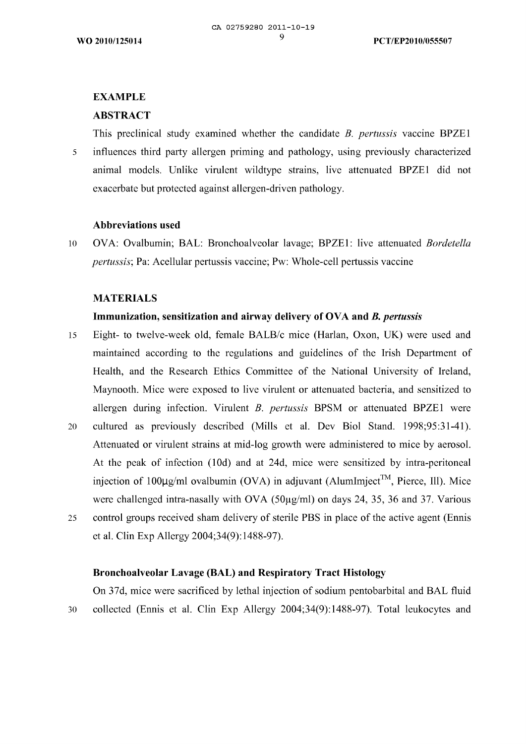## EXAMPLE

## ABSTRACT

This preclinical study examined whether the candidate *B. pertussis* vaccine BPZE1 influences third party allergen priming and pathology, using previously characterized animal models. Unlike virulent wildtype strains, live attenuated BPZE1 did not exacerbate but protected against allergen-driven pathology.

### Abbreviations used

OVA: Ovalbumin; BAL: Bronchoalveolar lavage; BPZE1: live attenuated *Bordetella pertussis*; Pa: Acellular pertussis vaccine; Pw: Whole-cell pertussis vaccine

## MATERIALS

### Immunization, sensitization and airway delivery of OVA and *B. pertussis*

Eight- to twelve-week old, female BALB/c mice (Harlan, Oxon, UK) were used and maintained according to the regulations and guidelines of the Irish Department of Health, and the Research Ethics Committee of the National University of Ireland, Maynooth. Mice were exposed to live virulent or attenuated bacteria, and sensitized to allergen during infection. Virulent *B. pertussis* BPSM or attenuated BPZE1 were cultured as previously described (Mills et al. Dev Biol Stand. 1998;95:31-41). Attenuated or virulent strains at mid-log growth were administered to mice by aerosol. At the peak of infection (10d) and at 24d, mice were sensitized by intra-peritoneal injection of 100µg/ml ovalbumin (OVA) in adjuvant (AlumImject™, Pierce, Ill). Mice were challenged intra-nasally with OVA (50µg/ml) on days 24, 35, 36 and 37. Various control groups received sham delivery of sterile PBS in place of the active agent (Ennis et al. Clin Exp Allergy 2004;34(9):1488-97).

### Bronchoalveolar Lavage (BAL) and Respiratory Tract Histology

On 37d, mice were sacrificed by lethal injection of sodium pentobarbital and BAL fluid collected (Ennis et al. Clin Exp Allergy 2004;34(9):1488-97). Total leukocytes and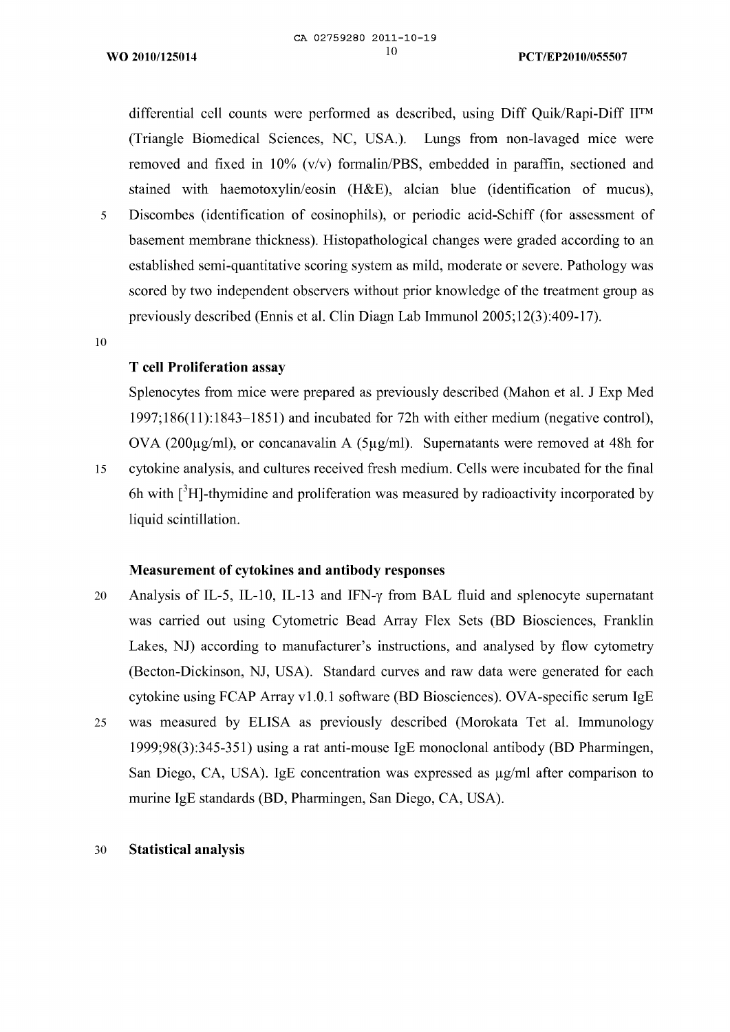differential cell counts were performed as described, using Diff Quik/Rapi-Diff II™ (Triangle Biomedical Sciences, NC, USA.). Lungs from non-lavaged mice were removed and fixed in 10% (v/v) formalin/PBS, embedded in paraffin, sectioned and stained with haemotoxylin/eosin (H&E), alcian blue (identification of mucus), Discombes (identification of eosinophils), or periodic acid-Schiff (for assessment of basement membrane thickness). Histopathological changes were graded according to an established semi-quantitative scoring system as mild, moderate or severe. Pathology was scored by two independent observers without prior knowledge of the treatment group as previously described (Ennis et al. Clin Diagn Lab Immunol 2005;12(3):409-17).

**T cell Proliferation assay**

Splenocytes from mice were prepared as previously described (Mahon et al. J Exp Med 1997;186(11):1843–1851) and incubated for 72h with either medium (negative control), OVA (200μg/ml), or concanavalin A (5μg/ml). Supernatants were removed at 48h for cytokine analysis, and cultures received fresh medium. Cells were incubated for the final 6h with [$^3$H]-thymidine and proliferation was measured by radioactivity incorporated by liquid scintillation.

**Measurement of cytokines and antibody responses**

Analysis of IL-5, IL-10, IL-13 and IFN-γ from BAL fluid and splenocyte supernatant was carried out using Cytometric Bead Array Flex Sets (BD Biosciences, Franklin Lakes, NJ) according to manufacturer's instructions, and analysed by flow cytometry (Becton-Dickinson, NJ, USA). Standard curves and raw data were generated for each cytokine using FCAP Array v1.0.1 software (BD Biosciences). OVA-specific serum IgE was measured by ELISA as previously described (Morokata Tet al. Immunology 1999;98(3):345-351) using a rat anti-mouse IgE monoclonal antibody (BD Pharmingen, San Diego, CA, USA). IgE concentration was expressed as μg/ml after comparison to murine IgE standards (BD, Pharmingen, San Diego, CA, USA).

**Statistical analysis**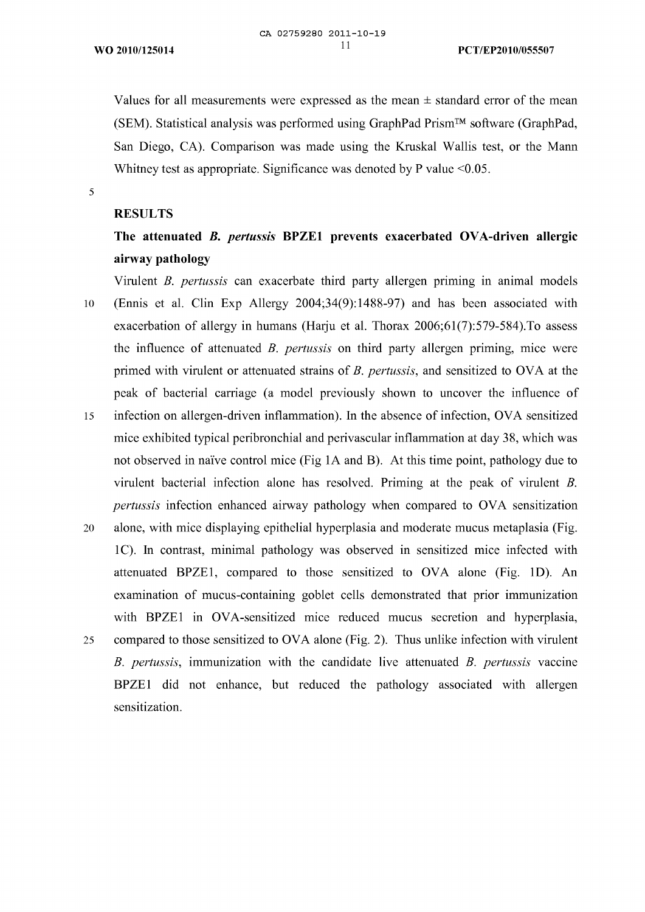Values for all measurements were expressed as the mean ± standard error of the mean (SEM). Statistical analysis was performed using GraphPad Prism™ software (GraphPad, San Diego, CA). Comparison was made using the Kruskal Wallis test, or the Mann Whitney test as appropriate. Significance was denoted by P value <0.05.

## RESULTS

### The attenuated *B. pertussis* BPZE1 prevents exacerbated OVA-driven allergic airway pathology

Virulent *B. pertussis* can exacerbate third party allergen priming in animal models (Ennis et al. Clin Exp Allergy 2004;34(9):1488-97) and has been associated with exacerbation of allergy in humans (Harju et al. Thorax 2006;61(7):579-584).To assess the influence of attenuated *B. pertussis* on third party allergen priming, mice were primed with virulent or attenuated strains of *B. pertussis*, and sensitized to OVA at the peak of bacterial carriage (a model previously shown to uncover the influence of infection on allergen-driven inflammation). In the absence of infection, OVA sensitized mice exhibited typical peribronchial and perivascular inflammation at day 38, which was not observed in naïve control mice (Fig 1A and B). At this time point, pathology due to virulent bacterial infection alone has resolved. Priming at the peak of virulent *B. pertussis* infection enhanced airway pathology when compared to OVA sensitization alone, with mice displaying epithelial hyperplasia and moderate mucus metaplasia (Fig. 1C). In contrast, minimal pathology was observed in sensitized mice infected with attenuated BPZE1, compared to those sensitized to OVA alone (Fig. 1D). An examination of mucus-containing goblet cells demonstrated that prior immunization with BPZE1 in OVA-sensitized mice reduced mucus secretion and hyperplasia, compared to those sensitized to OVA alone (Fig. 2). Thus unlike infection with virulent *B. pertussis*, immunization with the candidate live attenuated *B. pertussis* vaccine BPZE1 did not enhance, but reduced the pathology associated with allergen sensitization.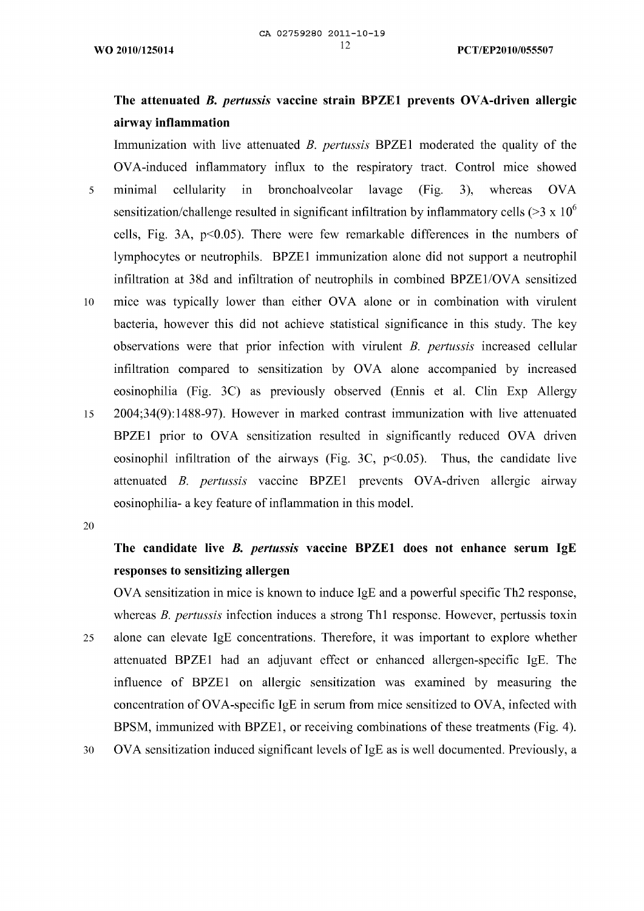## The attenuated *B. pertussis* vaccine strain BPZE1 prevents OVA-driven allergic airway inflammation

Immunization with live attenuated *B. pertussis* BPZE1 moderated the quality of the OVA-induced inflammatory influx to the respiratory tract. Control mice showed minimal cellularity in bronchoalveolar lavage (Fig. 3), whereas OVA sensitization/challenge resulted in significant infiltration by inflammatory cells (>3 x $10^6$ cells, Fig. 3A, $p<0.05$). There were few remarkable differences in the numbers of lymphocytes or neutrophils. BPZE1 immunization alone did not support a neutrophil infiltration at 38d and infiltration of neutrophils in combined BPZE1/OVA sensitized mice was typically lower than either OVA alone or in combination with virulent bacteria, however this did not achieve statistical significance in this study. The key observations were that prior infection with virulent *B. pertussis* increased cellular infiltration compared to sensitization by OVA alone accompanied by increased eosinophilia (Fig. 3C) as previously observed (Ennis et al. Clin Exp Allergy 2004;34(9):1488-97). However in marked contrast immunization with live attenuated BPZE1 prior to OVA sensitization resulted in significantly reduced OVA driven eosinophil infiltration of the airways (Fig. 3C, $p<0.05$). Thus, the candidate live attenuated *B. pertussis* vaccine BPZE1 prevents OVA-driven allergic airway eosinophilia- a key feature of inflammation in this model.

## The candidate live *B. pertussis* vaccine BPZE1 does not enhance serum IgE responses to sensitizing allergen

OVA sensitization in mice is known to induce IgE and a powerful specific Th2 response, whereas *B. pertussis* infection induces a strong Th1 response. However, pertussis toxin alone can elevate IgE concentrations. Therefore, it was important to explore whether attenuated BPZE1 had an adjuvant effect or enhanced allergen-specific IgE. The influence of BPZE1 on allergic sensitization was examined by measuring the concentration of OVA-specific IgE in serum from mice sensitized to OVA, infected with BPSM, immunized with BPZE1, or receiving combinations of these treatments (Fig. 4). OVA sensitization induced significant levels of IgE as is well documented. Previously, a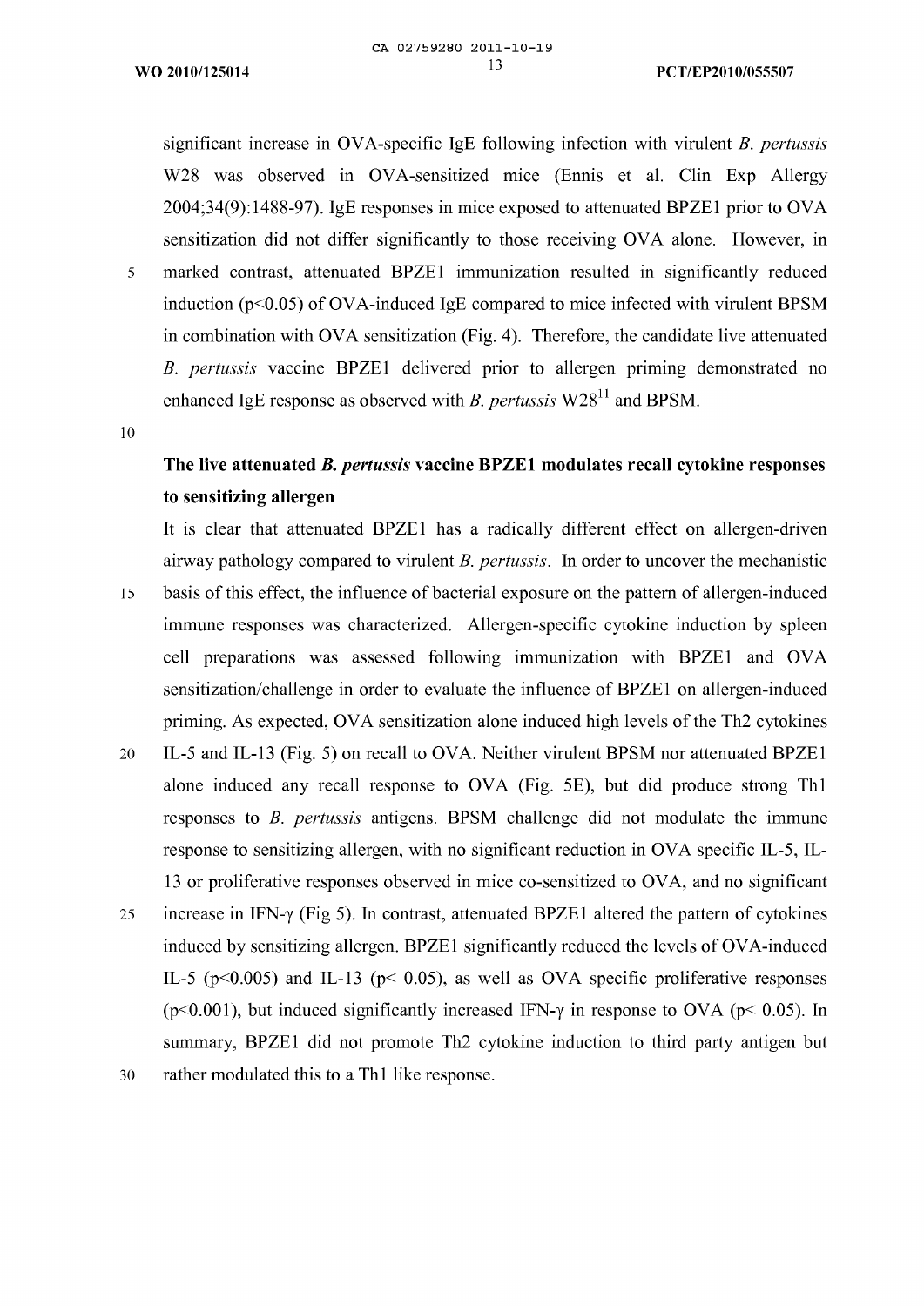significant increase in OVA-specific IgE following infection with virulent *B. pertussis* W28 was observed in OVA-sensitized mice (Ennis et al. Clin Exp Allergy 2004;34(9):1488-97). IgE responses in mice exposed to attenuated BPZE1 prior to OVA sensitization did not differ significantly to those receiving OVA alone. However, in marked contrast, attenuated BPZE1 immunization resulted in significantly reduced induction ($p<0.05$) of OVA-induced IgE compared to mice infected with virulent BPSM in combination with OVA sensitization (Fig. 4). Therefore, the candidate live attenuated *B. pertussis* vaccine BPZE1 delivered prior to allergen priming demonstrated no enhanced IgE response as observed with *B. pertussis* W28[11] and BPSM.

## The live attenuated *B. pertussis* vaccine BPZE1 modulates recall cytokine responses to sensitizing allergen

It is clear that attenuated BPZE1 has a radically different effect on allergen-driven airway pathology compared to virulent *B. pertussis*. In order to uncover the mechanistic basis of this effect, the influence of bacterial exposure on the pattern of allergen-induced immune responses was characterized. Allergen-specific cytokine induction by spleen cell preparations was assessed following immunization with BPZE1 and OVA sensitization/challenge in order to evaluate the influence of BPZE1 on allergen-induced priming. As expected, OVA sensitization alone induced high levels of the Th2 cytokines IL-5 and IL-13 (Fig. 5) on recall to OVA. Neither virulent BPSM nor attenuated BPZE1 alone induced any recall response to OVA (Fig. 5E), but did produce strong Th1 responses to *B. pertussis* antigens. BPSM challenge did not modulate the immune response to sensitizing allergen, with no significant reduction in OVA specific IL-5, IL-13 or proliferative responses observed in mice co-sensitized to OVA, and no significant increase in IFN-γ (Fig 5). In contrast, attenuated BPZE1 altered the pattern of cytokines induced by sensitizing allergen. BPZE1 significantly reduced the levels of OVA-induced IL-5 ($p<0.005$) and IL-13 ($p< 0.05$), as well as OVA specific proliferative responses ($p<0.001$), but induced significantly increased IFN-γ in response to OVA ($p< 0.05$). In summary, BPZE1 did not promote Th2 cytokine induction to third party antigen but rather modulated this to a Th1 like response.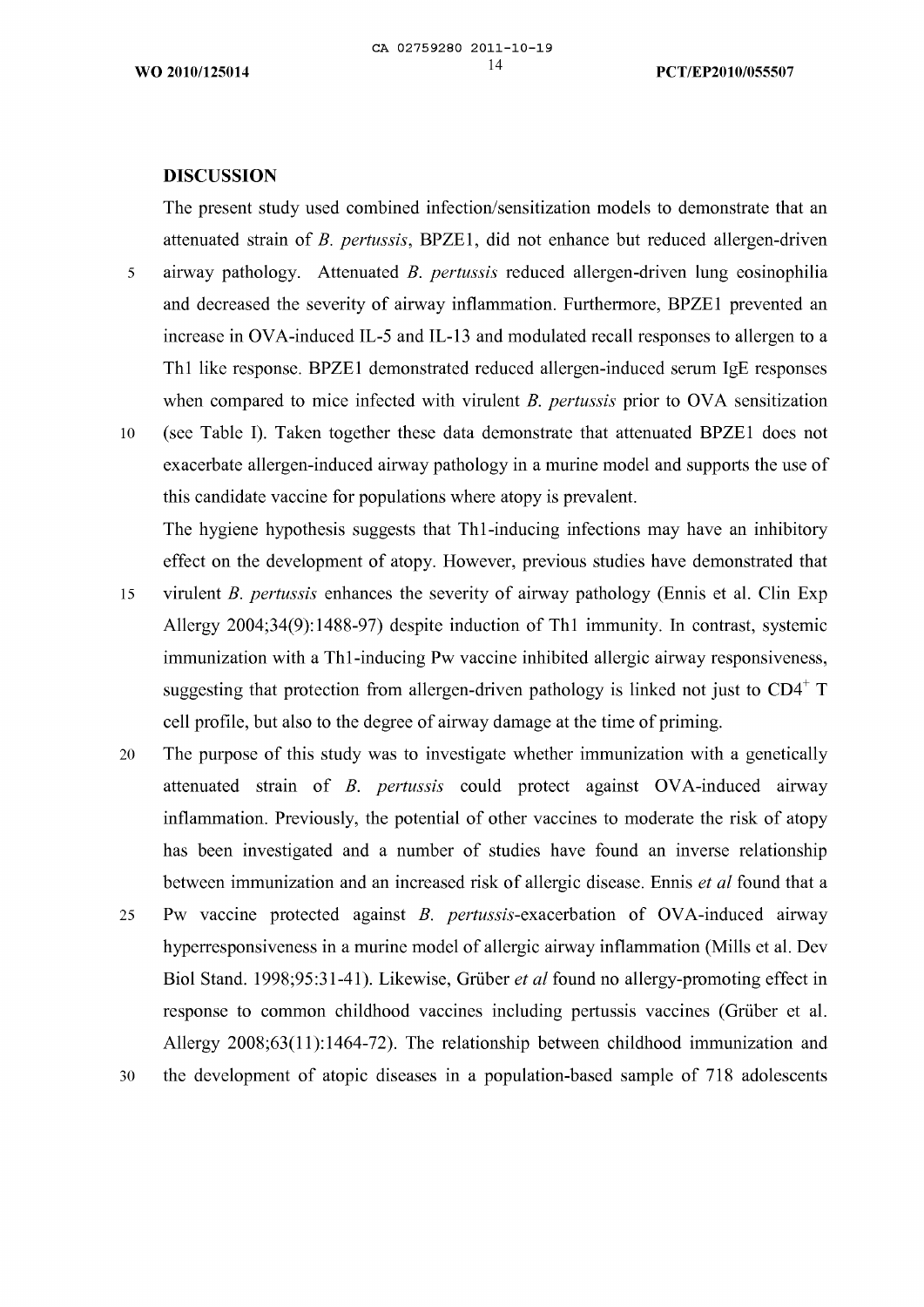## DISCUSSION

The present study used combined infection/sensitization models to demonstrate that an attenuated strain of *B. pertussis*, BPZE1, did not enhance but reduced allergen-driven airway pathology. Attenuated *B. pertussis* reduced allergen-driven lung eosinophilia and decreased the severity of airway inflammation. Furthermore, BPZE1 prevented an increase in OVA-induced IL-5 and IL-13 and modulated recall responses to allergen to a Th1 like response. BPZE1 demonstrated reduced allergen-induced serum IgE responses when compared to mice infected with virulent *B. pertussis* prior to OVA sensitization (see Table I). Taken together these data demonstrate that attenuated BPZE1 does not exacerbate allergen-induced airway pathology in a murine model and supports the use of this candidate vaccine for populations where atopy is prevalent.

The hygiene hypothesis suggests that Th1-inducing infections may have an inhibitory effect on the development of atopy. However, previous studies have demonstrated that virulent *B. pertussis* enhances the severity of airway pathology (Ennis et al. Clin Exp Allergy 2004;34(9):1488-97) despite induction of Th1 immunity. In contrast, systemic immunization with a Th1-inducing Pw vaccine inhibited allergic airway responsiveness, suggesting that protection from allergen-driven pathology is linked not just to $CD4^{+}$ T cell profile, but also to the degree of airway damage at the time of priming.

The purpose of this study was to investigate whether immunization with a genetically attenuated strain of *B. pertussis* could protect against OVA-induced airway inflammation. Previously, the potential of other vaccines to moderate the risk of atopy has been investigated and a number of studies have found an inverse relationship between immunization and an increased risk of allergic disease. Ennis *et al* found that a Pw vaccine protected against *B. pertussis*-exacerbation of OVA-induced airway hyperresponsiveness in a murine model of allergic airway inflammation (Mills et al. Dev Biol Stand. 1998;95:31-41). Likewise, Grüber *et al* found no allergy-promoting effect in response to common childhood vaccines including pertussis vaccines (Grüber et al. Allergy 2008;63(11):1464-72). The relationship between childhood immunization and the development of atopic diseases in a population-based sample of 718 adolescents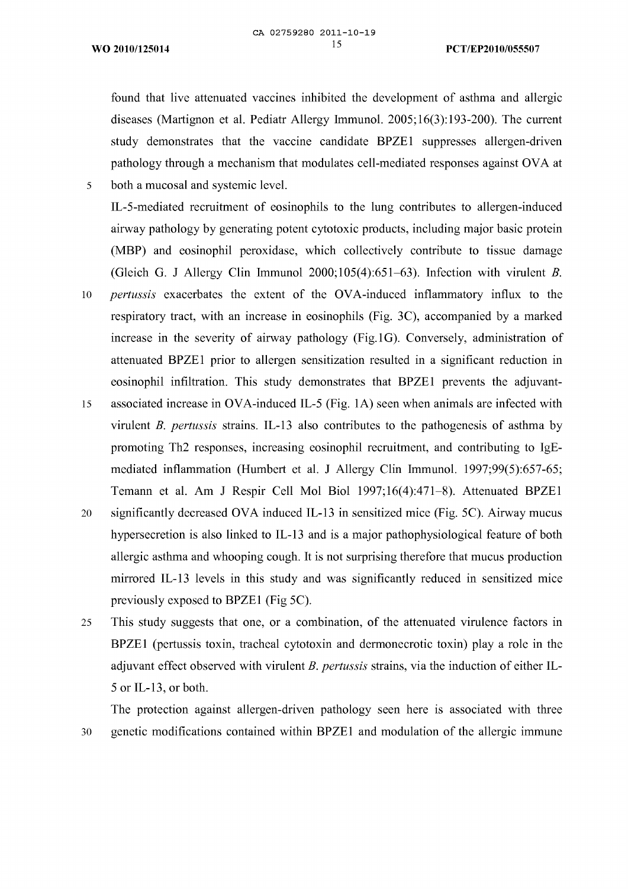found that live attenuated vaccines inhibited the development of asthma and allergic diseases (Martignon et al. Pediatr Allergy Immunol. 2005;16(3):193-200). The current study demonstrates that the vaccine candidate BPZE1 suppresses allergen-driven pathology through a mechanism that modulates cell-mediated responses against OVA at both a mucosal and systemic level.

IL-5-mediated recruitment of eosinophils to the lung contributes to allergen-induced airway pathology by generating potent cytotoxic products, including major basic protein (MBP) and eosinophil peroxidase, which collectively contribute to tissue damage (Gleich G. J Allergy Clin Immunol 2000;105(4):651–63). Infection with virulent *B. pertussis* exacerbates the extent of the OVA-induced inflammatory influx to the respiratory tract, with an increase in eosinophils (Fig. 3C), accompanied by a marked increase in the severity of airway pathology (Fig.1G). Conversely, administration of attenuated BPZE1 prior to allergen sensitization resulted in a significant reduction in eosinophil infiltration. This study demonstrates that BPZE1 prevents the adjuvant-associated increase in OVA-induced IL-5 (Fig. 1A) seen when animals are infected with virulent *B. pertussis* strains. IL-13 also contributes to the pathogenesis of asthma by promoting Th2 responses, increasing eosinophil recruitment, and contributing to IgE-mediated inflammation (Humbert et al. J Allergy Clin Immunol. 1997;99(5):657-65; Temann et al. Am J Respir Cell Mol Biol 1997;16(4):471–8). Attenuated BPZE1 significantly decreased OVA induced IL-13 in sensitized mice (Fig. 5C). Airway mucus hypersecretion is also linked to IL-13 and is a major pathophysiological feature of both allergic asthma and whooping cough. It is not surprising therefore that mucus production mirrored IL-13 levels in this study and was significantly reduced in sensitized mice previously exposed to BPZE1 (Fig 5C).

This study suggests that one, or a combination, of the attenuated virulence factors in BPZE1 (pertussis toxin, tracheal cytotoxin and dermonecrotic toxin) play a role in the adjuvant effect observed with virulent *B. pertussis* strains, via the induction of either IL-5 or IL-13, or both.

The protection against allergen-driven pathology seen here is associated with three genetic modifications contained within BPZE1 and modulation of the allergic immune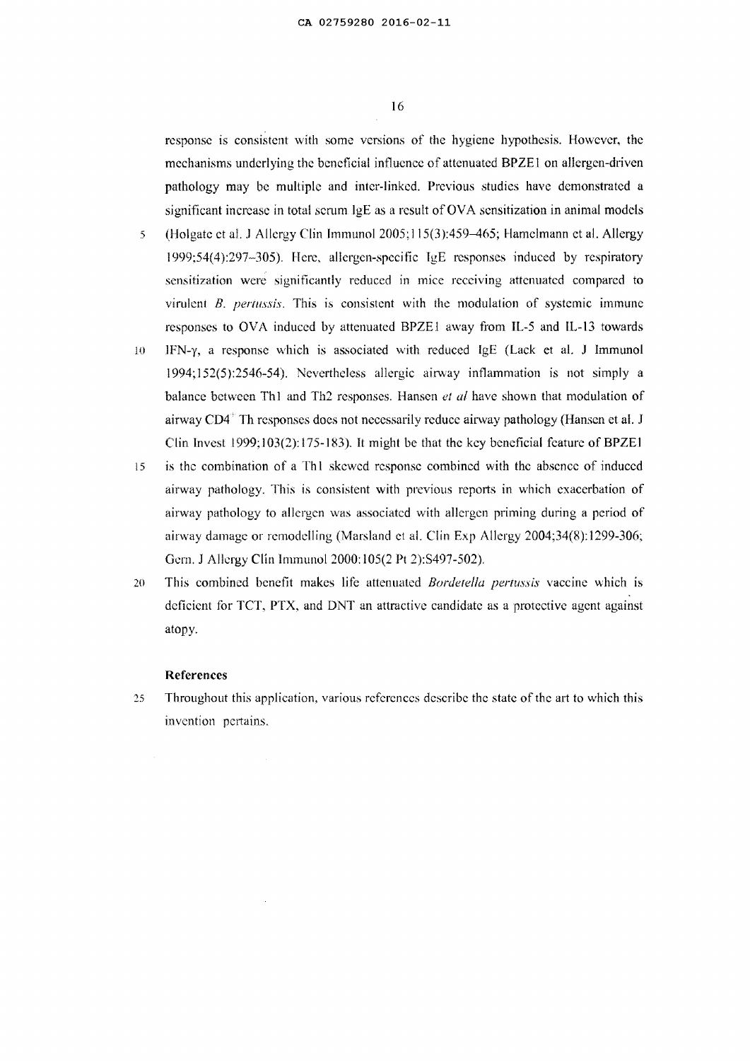response is consistent with some versions of the hygiene hypothesis. However, the mechanisms underlying the beneficial influence of attenuated BPZE1 on allergen-driven pathology may be multiple and inter-linked. Previous studies have demonstrated a significant increase in total serum IgE as a result of OVA sensitization in animal models (Holgate et al. J Allergy Clin Immunol 2005;115(3):459–465; Hamelmann et al. Allergy 1999;54(4):297–305). Here, allergen-specific IgE responses induced by respiratory sensitization were significantly reduced in mice receiving attenuated compared to virulent *B. pertussis*. This is consistent with the modulation of systemic immune responses to OVA induced by attenuated BPZE1 away from IL-5 and IL-13 towards IFN-γ, a response which is associated with reduced IgE (Lack et al. J Immunol 1994;152(5):2546-54). Nevertheless allergic airway inflammation is not simply a balance between Th1 and Th2 responses. Hansen *et al* have shown that modulation of airway $CD4^+$ Th responses does not necessarily reduce airway pathology (Hansen et al. J Clin Invest 1999;103(2):175-183). It might be that the key beneficial feature of BPZE1 is the combination of a Th1 skewed response combined with the absence of induced airway pathology. This is consistent with previous reports in which exacerbation of airway pathology to allergen was associated with allergen priming during a period of airway damage or remodelling (Marsland et al. Clin Exp Allergy 2004;34(8):1299-306; Gern. J Allergy Clin Immunol 2000:105(2 Pt 2):S497-502).

This combined benefit makes life attenuated *Bordetella pertussis* vaccine which is deficient for TCT, PTX, and DNT an attractive candidate as a protective agent against atopy.

#### References

Throughout this application, various references describe the state of the art to which this invention pertains.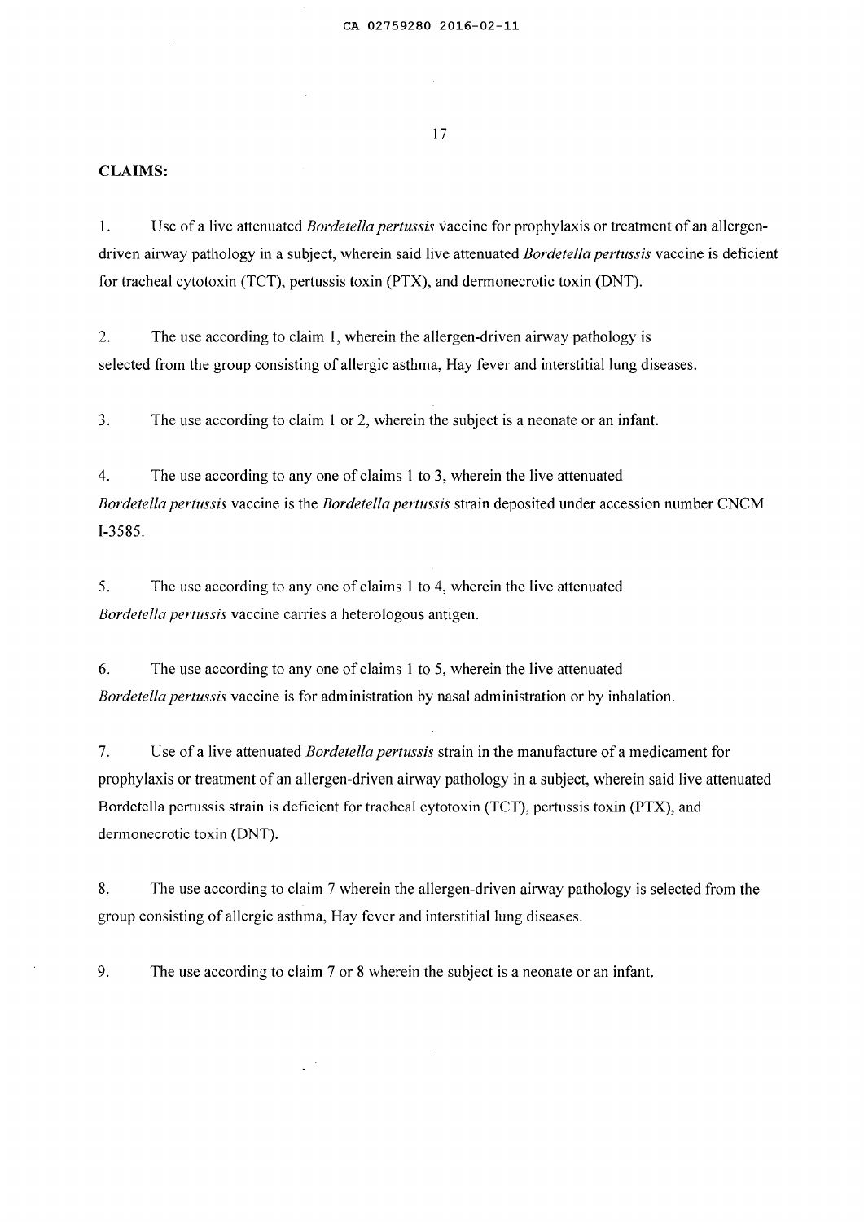**CLAIMS:**

1. Use of a live attenuated *Bordetella pertussis* vaccine for prophylaxis or treatment of an allergen-driven airway pathology in a subject, wherein said live attenuated *Bordetella pertussis* vaccine is deficient for tracheal cytotoxin (TCT), pertussis toxin (PTX), and dermonecrotic toxin (DNT).

2. The use according to claim 1, wherein the allergen-driven airway pathology is selected from the group consisting of allergic asthma, Hay fever and interstitial lung diseases.

3. The use according to claim 1 or 2, wherein the subject is a neonate or an infant.

4. The use according to any one of claims 1 to 3, wherein the live attenuated *Bordetella pertussis* vaccine is the *Bordetella pertussis* strain deposited under accession number CNCM I-3585.

5. The use according to any one of claims 1 to 4, wherein the live attenuated *Bordetella pertussis* vaccine carries a heterologous antigen.

6. The use according to any one of claims 1 to 5, wherein the live attenuated *Bordetella pertussis* vaccine is for administration by nasal administration or by inhalation.

7. Use of a live attenuated *Bordetella pertussis* strain in the manufacture of a medicament for prophylaxis or treatment of an allergen-driven airway pathology in a subject, wherein said live attenuated Bordetella pertussis strain is deficient for tracheal cytotoxin (TCT), pertussis toxin (PTX), and dermonecrotic toxin (DNT).

8. The use according to claim 7 wherein the allergen-driven airway pathology is selected from the group consisting of allergic asthma, Hay fever and interstitial lung diseases.

9. The use according to claim 7 or 8 wherein the subject is a neonate or an infant.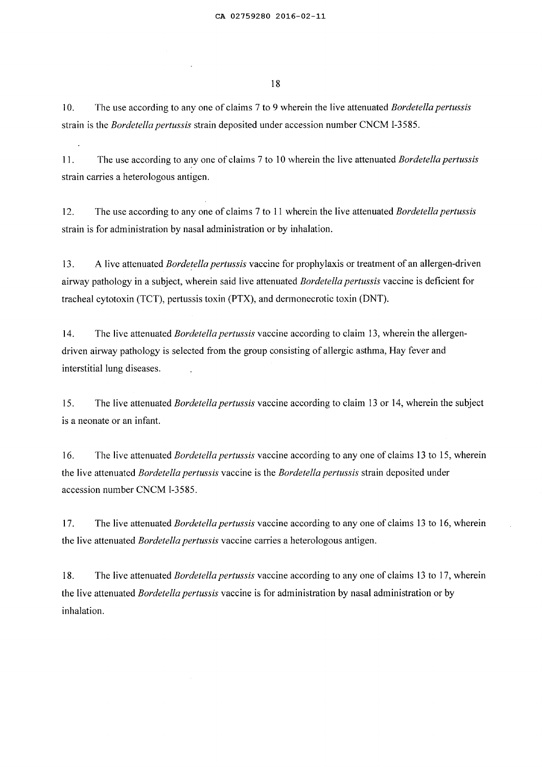10. The use according to any one of claims 7 to 9 wherein the live attenuated *Bordetella pertussis* strain is the *Bordetella pertussis* strain deposited under accession number CNCM I-3585.

11. The use according to any one of claims 7 to 10 wherein the live attenuated *Bordetella pertussis* strain carries a heterologous antigen.

12. The use according to any one of claims 7 to 11 wherein the live attenuated *Bordetella pertussis* strain is for administration by nasal administration or by inhalation.

13. A live attenuated *Bordetella pertussis* vaccine for prophylaxis or treatment of an allergen-driven airway pathology in a subject, wherein said live attenuated *Bordetella pertussis* vaccine is deficient for tracheal cytotoxin (TCT), pertussis toxin (PTX), and dermonecrotic toxin (DNT).

14. The live attenuated *Bordetella pertussis* vaccine according to claim 13, wherein the allergen-driven airway pathology is selected from the group consisting of allergic asthma, Hay fever and interstitial lung diseases.

15. The live attenuated *Bordetella pertussis* vaccine according to claim 13 or 14, wherein the subject is a neonate or an infant.

16. The live attenuated *Bordetella pertussis* vaccine according to any one of claims 13 to 15, wherein the live attenuated *Bordetella pertussis* vaccine is the *Bordetella pertussis* strain deposited under accession number CNCM I-3585.

17. The live attenuated *Bordetella pertussis* vaccine according to any one of claims 13 to 16, wherein the live attenuated *Bordetella pertussis* vaccine carries a heterologous antigen.

18. The live attenuated *Bordetella pertussis* vaccine according to any one of claims 13 to 17, wherein the live attenuated *Bordetella pertussis* vaccine is for administration by nasal administration or by inhalation.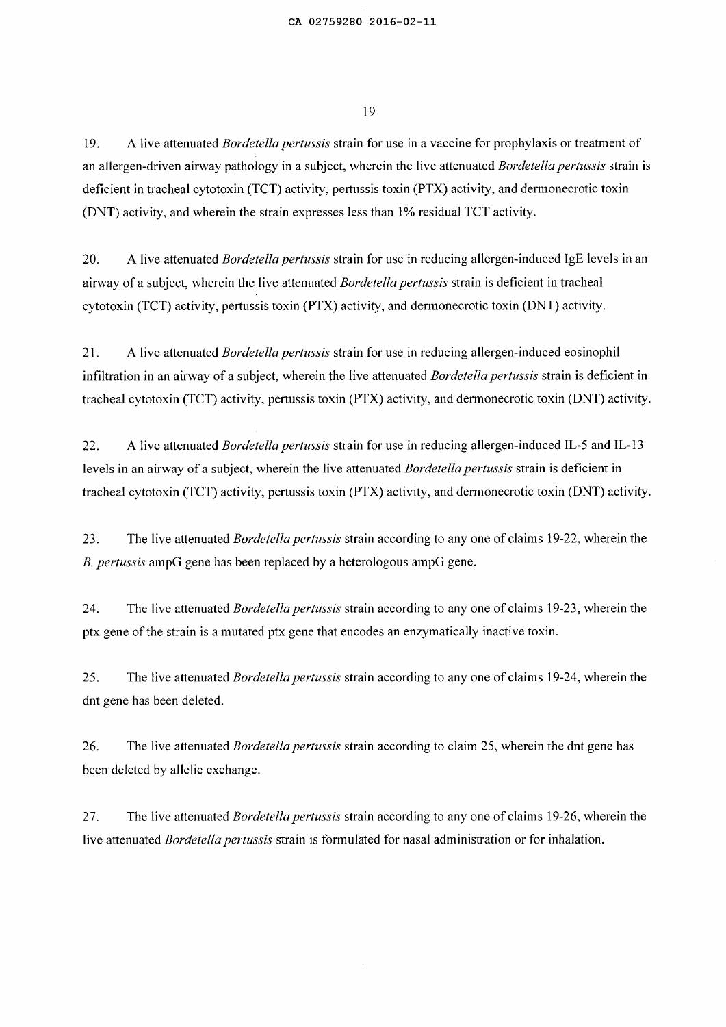19. A live attenuated *Bordetella pertussis* strain for use in a vaccine for prophylaxis or treatment of an allergen-driven airway pathology in a subject, wherein the live attenuated *Bordetella pertussis* strain is deficient in tracheal cytotoxin (TCT) activity, pertussis toxin (PTX) activity, and dermonecrotic toxin (DNT) activity, and wherein the strain expresses less than 1% residual TCT activity.

20. A live attenuated *Bordetella pertussis* strain for use in reducing allergen-induced IgE levels in an airway of a subject, wherein the live attenuated *Bordetella pertussis* strain is deficient in tracheal cytotoxin (TCT) activity, pertussis toxin (PTX) activity, and dermonecrotic toxin (DNT) activity.

21. A live attenuated *Bordetella pertussis* strain for use in reducing allergen-induced eosinophil infiltration in an airway of a subject, wherein the live attenuated *Bordetella pertussis* strain is deficient in tracheal cytotoxin (TCT) activity, pertussis toxin (PTX) activity, and dermonecrotic toxin (DNT) activity.

22. A live attenuated *Bordetella pertussis* strain for use in reducing allergen-induced IL-5 and IL-13 levels in an airway of a subject, wherein the live attenuated *Bordetella pertussis* strain is deficient in tracheal cytotoxin (TCT) activity, pertussis toxin (PTX) activity, and dermonecrotic toxin (DNT) activity.

23. The live attenuated *Bordetella pertussis* strain according to any one of claims 19-22, wherein the *B. pertussis* ampG gene has been replaced by a heterologous ampG gene.

24. The live attenuated *Bordetella pertussis* strain according to any one of claims 19-23, wherein the ptx gene of the strain is a mutated ptx gene that encodes an enzymatically inactive toxin.

25. The live attenuated *Bordetella pertussis* strain according to any one of claims 19-24, wherein the dnt gene has been deleted.

26. The live attenuated *Bordetella pertussis* strain according to claim 25, wherein the dnt gene has been deleted by allelic exchange.

27. The live attenuated *Bordetella pertussis* strain according to any one of claims 19-26, wherein the live attenuated *Bordetella pertussis* strain is formulated for nasal administration or for inhalation.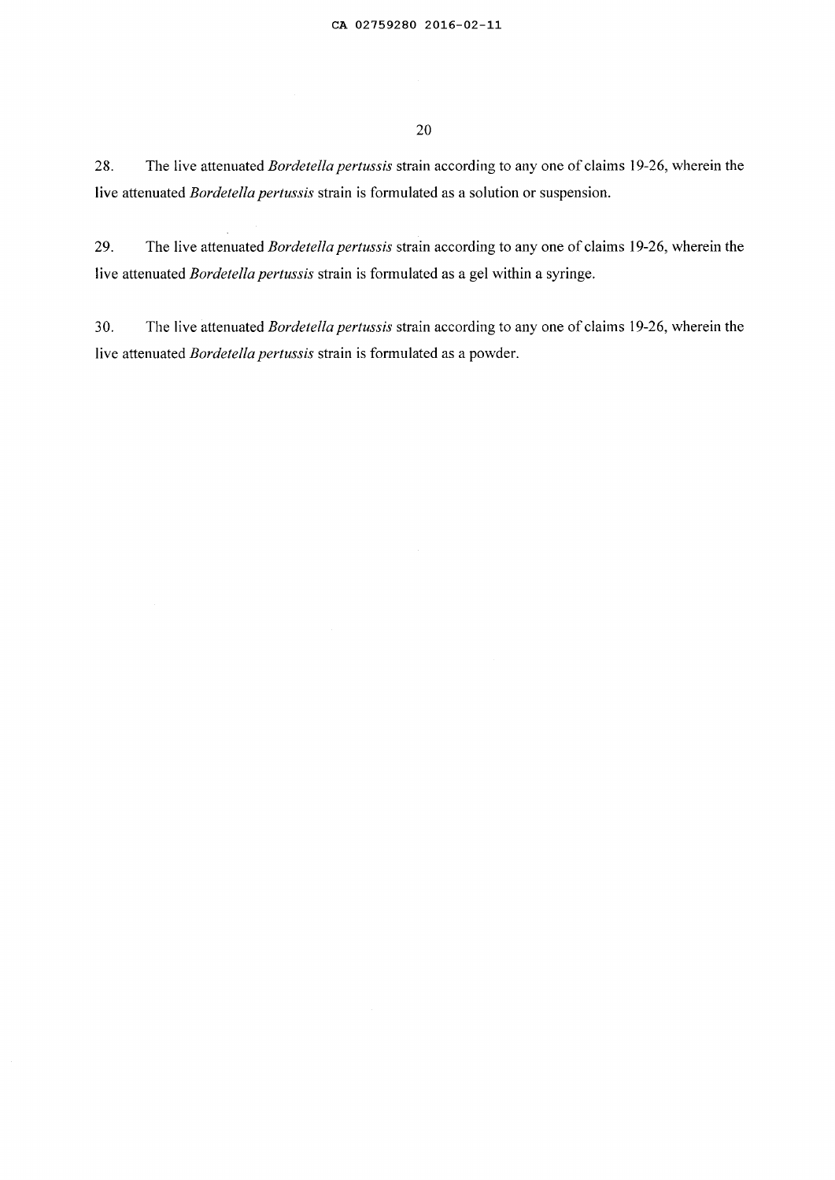28. The live attenuated *Bordetella pertussis* strain according to any one of claims 19-26, wherein the live attenuated *Bordetella pertussis* strain is formulated as a solution or suspension.

29. The live attenuated *Bordetella pertussis* strain according to any one of claims 19-26, wherein the live attenuated *Bordetella pertussis* strain is formulated as a gel within a syringe.

30. The live attenuated *Bordetella pertussis* strain according to any one of claims 19-26, wherein the live attenuated *Bordetella pertussis* strain is formulated as a powder.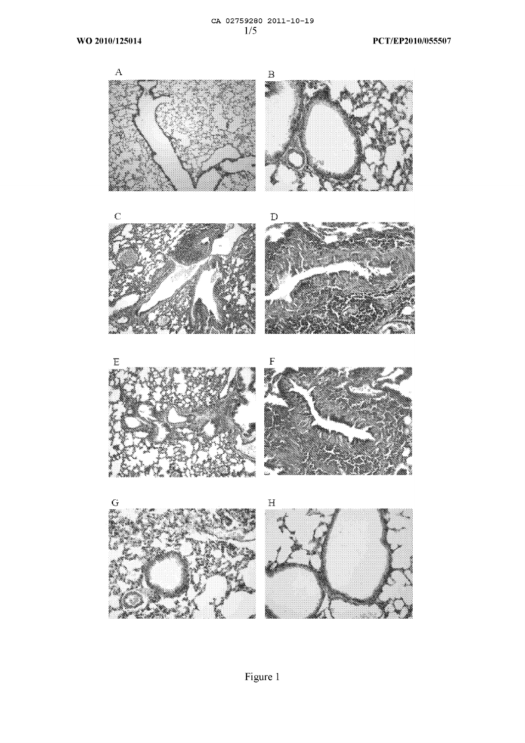A

B

C

D

E

F

G

H

Figure 1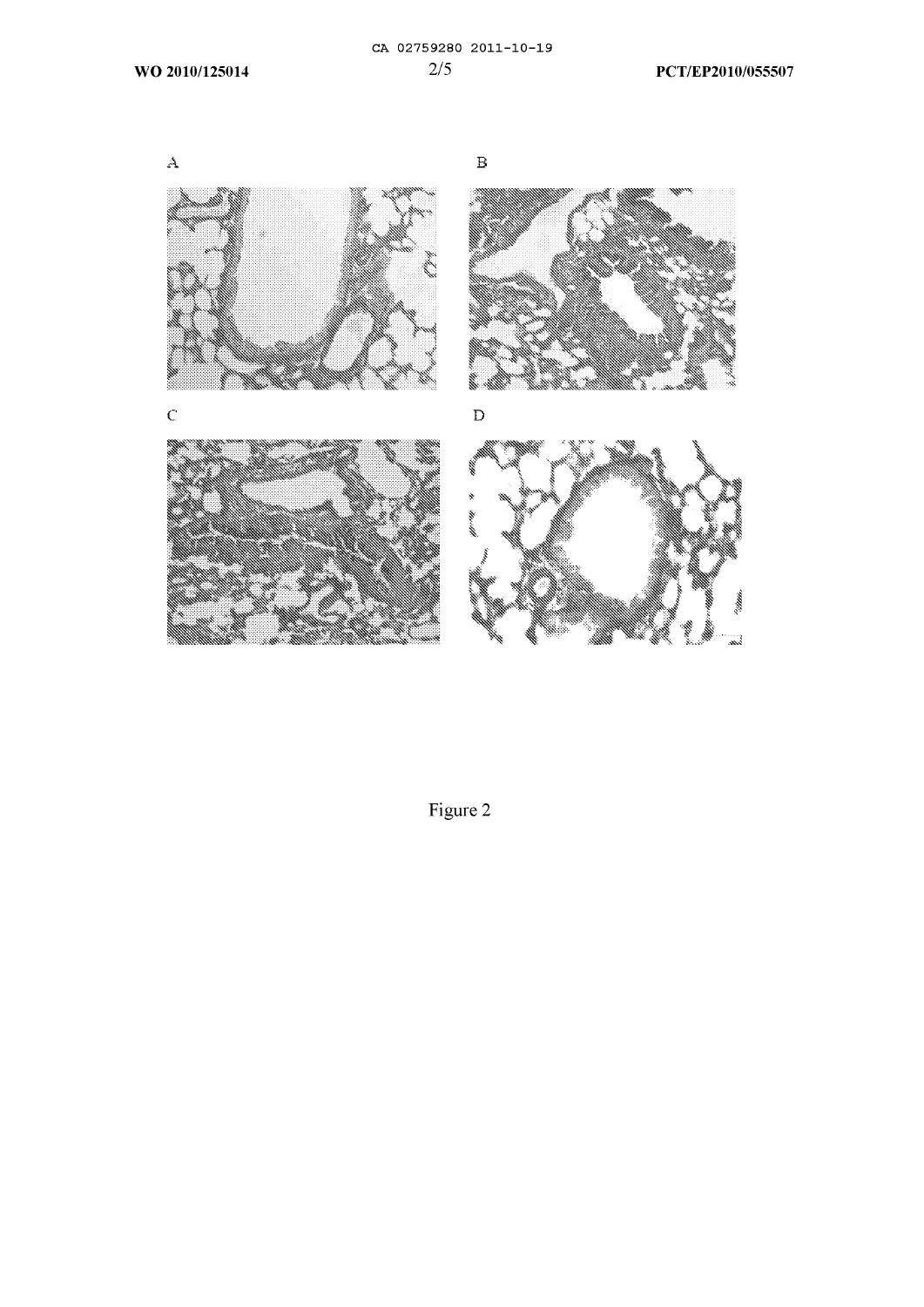A

B

C

D

Figure 2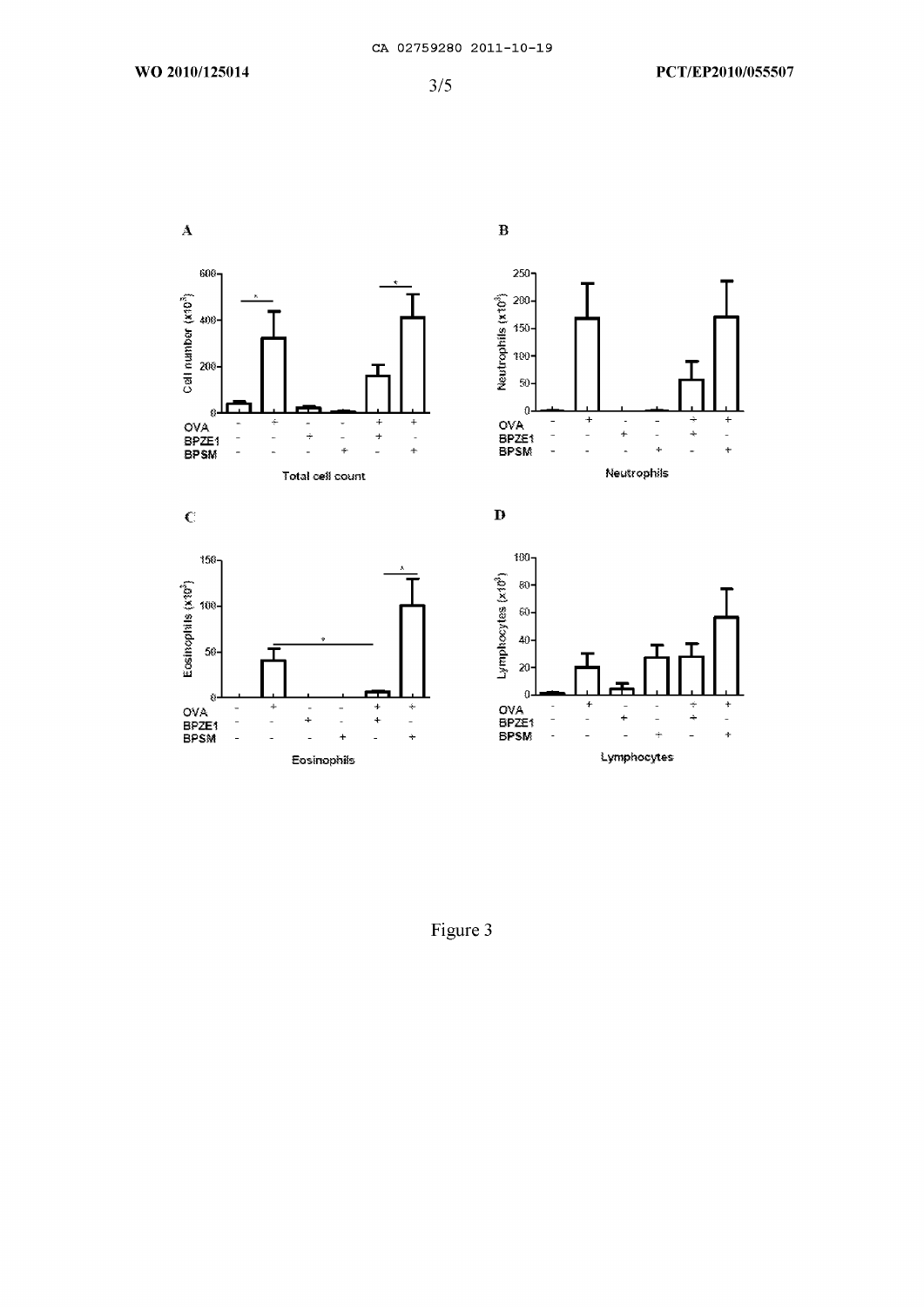Figure 3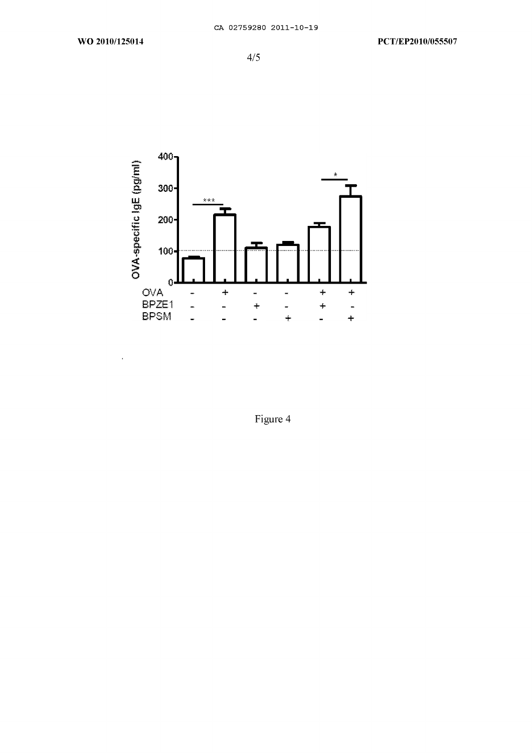Figure 4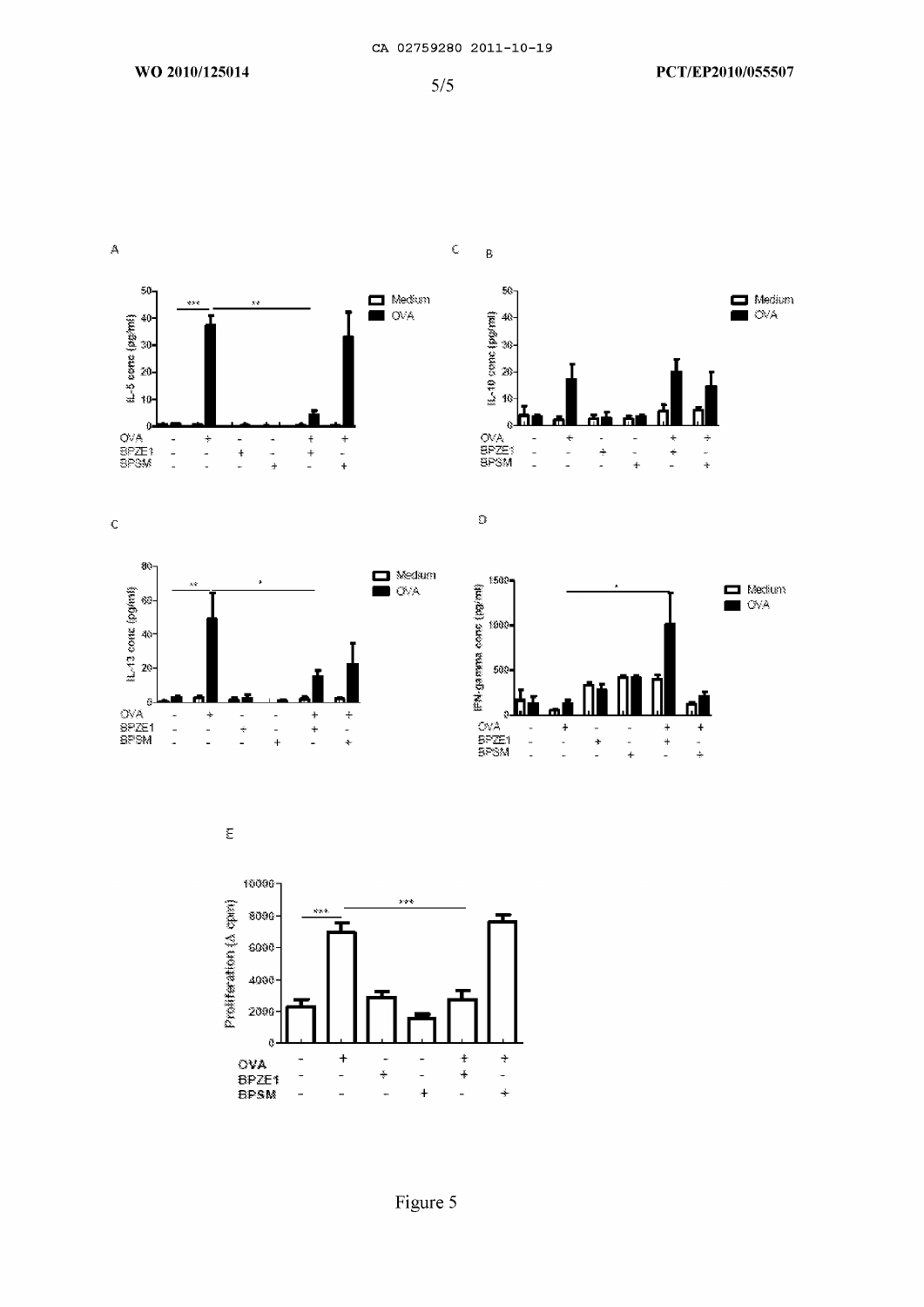A

50
40
30
20
10
0

IL-5 conc (pg/ml)

\*\*\*

\*\*

Medium
OVA

OVA - + - - + +
BPZE1 - - + - + -
BPSM - - - + - +

C B

50
40
30
20
10
0

IL-10 conc (pg/ml)

Medium
OVA

OVA - + - - + +
BPZE1 - - + - + -
BPSM - - - + - +

C

80
60
40
20
0

IL-13 conc (pg/ml)

\*\*

\*

Medium
OVA

OVA - + - - + +
BPZE1 - - + - + -
BPSM - - - + - +

D

1500
1000
500
0

IFN-gamma conc (pg/ml)

\*

Medium
OVA

OVA - + - - + +
BPZE1 - - + - + -
BPSM - - - + - +

E

10000
8000
6000
4000
2000
0

Proliferation (Δ cpm)

\*\*\*

\*\*\*

OVA - + - - + +
BPZE1 - - + - + -
BPSM - - - + - +

Figure 5